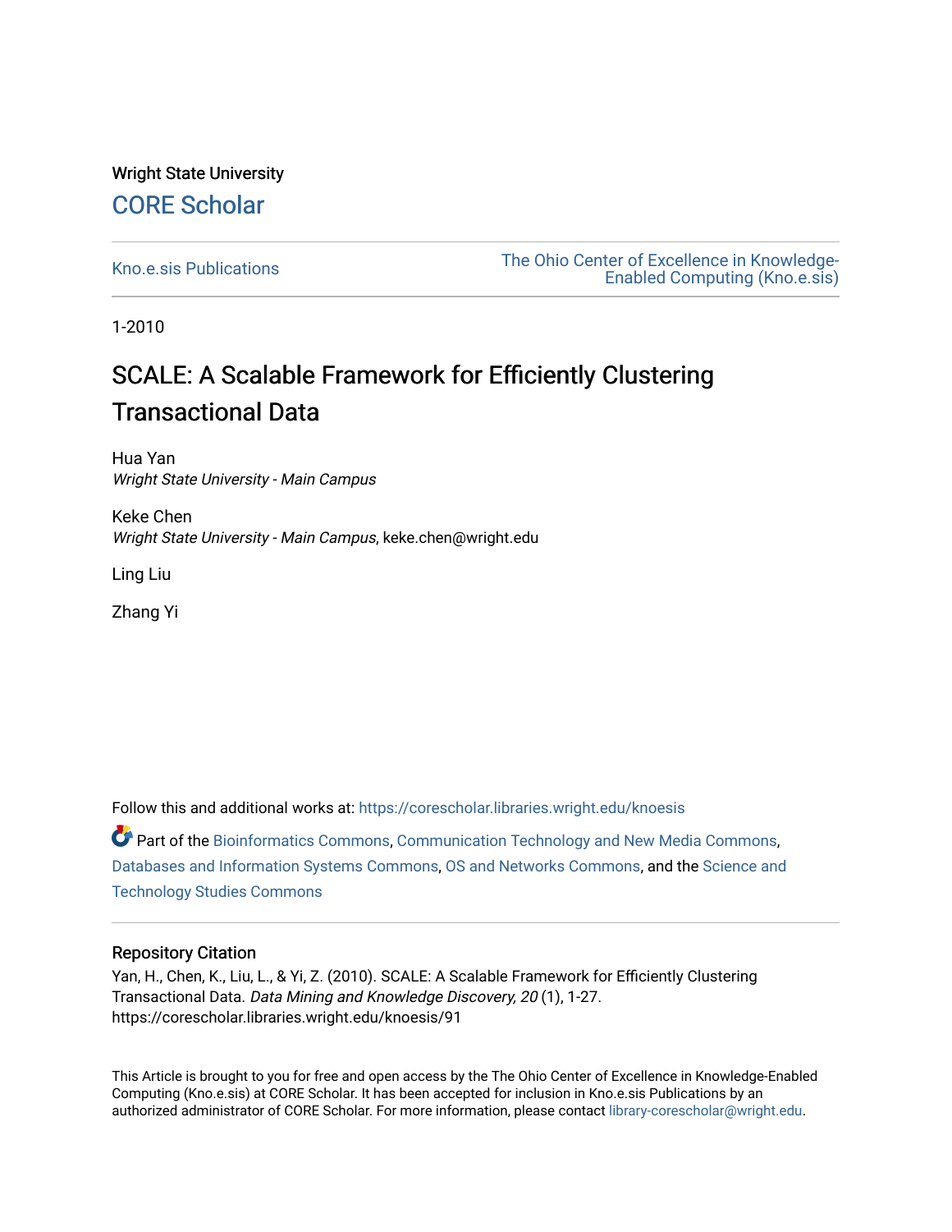Wright State University

CORE Scholar

Kno.e.sis Publications

The Ohio Center of Excellence in Knowledge-Enabled Computing (Kno.e.sis)

1-2010

# SCALE: A Scalable Framework for Efficiently Clustering Transactional Data

Hua Yan
*Wright State University - Main Campus*

Keke Chen
*Wright State University - Main Campus*, keke.chen@wright.edu

Ling Liu

Zhang Yi

Follow this and additional works at: https://corescholar.libraries.wright.edu/knoesis

Part of the Bioinformatics Commons, Communication Technology and New Media Commons, Databases and Information Systems Commons, OS and Networks Commons, and the Science and Technology Studies Commons

## Repository Citation

Yan, H., Chen, K., Liu, L., & Yi, Z. (2010). SCALE: A Scalable Framework for Efficiently Clustering Transactional Data. *Data Mining and Knowledge Discovery, 20* (1), 1-27.
https://corescholar.libraries.wright.edu/knoesis/91

This Article is brought to you for free and open access by the The Ohio Center of Excellence in Knowledge-Enabled Computing (Kno.e.sis) at CORE Scholar. It has been accepted for inclusion in Kno.e.sis Publications by an authorized administrator of CORE Scholar. For more information, please contact library-corescholar@wright.edu.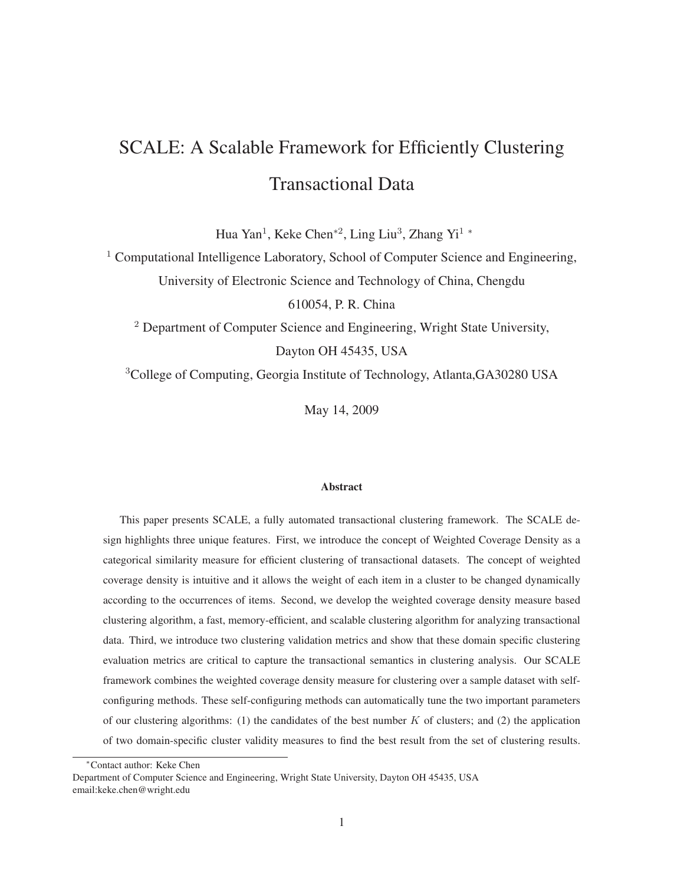# SCALE: A Scalable Framework for Efficiently Clustering Transactional Data

Hua Yan[1], Keke Chen[*2], Ling Liu[3], Zhang Yi[1 *]

[1] Computational Intelligence Laboratory, School of Computer Science and Engineering, University of Electronic Science and Technology of China, Chengdu 610054, P. R. China

[2] Department of Computer Science and Engineering, Wright State University, Dayton OH 45435, USA

[3] College of Computing, Georgia Institute of Technology, Atlanta,GA30280 USA

May 14, 2009

**Abstract**

This paper presents SCALE, a fully automated transactional clustering framework. The SCALE design highlights three unique features. First, we introduce the concept of Weighted Coverage Density as a categorical similarity measure for efficient clustering of transactional datasets. The concept of weighted coverage density is intuitive and it allows the weight of each item in a cluster to be changed dynamically according to the occurrences of items. Second, we develop the weighted coverage density measure based clustering algorithm, a fast, memory-efficient, and scalable clustering algorithm for analyzing transactional data. Third, we introduce two clustering validation metrics and show that these domain specific clustering evaluation metrics are critical to capture the transactional semantics in clustering analysis. Our SCALE framework combines the weighted coverage density measure for clustering over a sample dataset with self-configuring methods. These self-configuring methods can automatically tune the two important parameters of our clustering algorithms: (1) the candidates of the best number $K$ of clusters; and (2) the application of two domain-specific cluster validity measures to find the best result from the set of clustering results.

[*] Contact author: Keke Chen
Department of Computer Science and Engineering, Wright State University, Dayton OH 45435, USA
email:keke.chen@wright.edu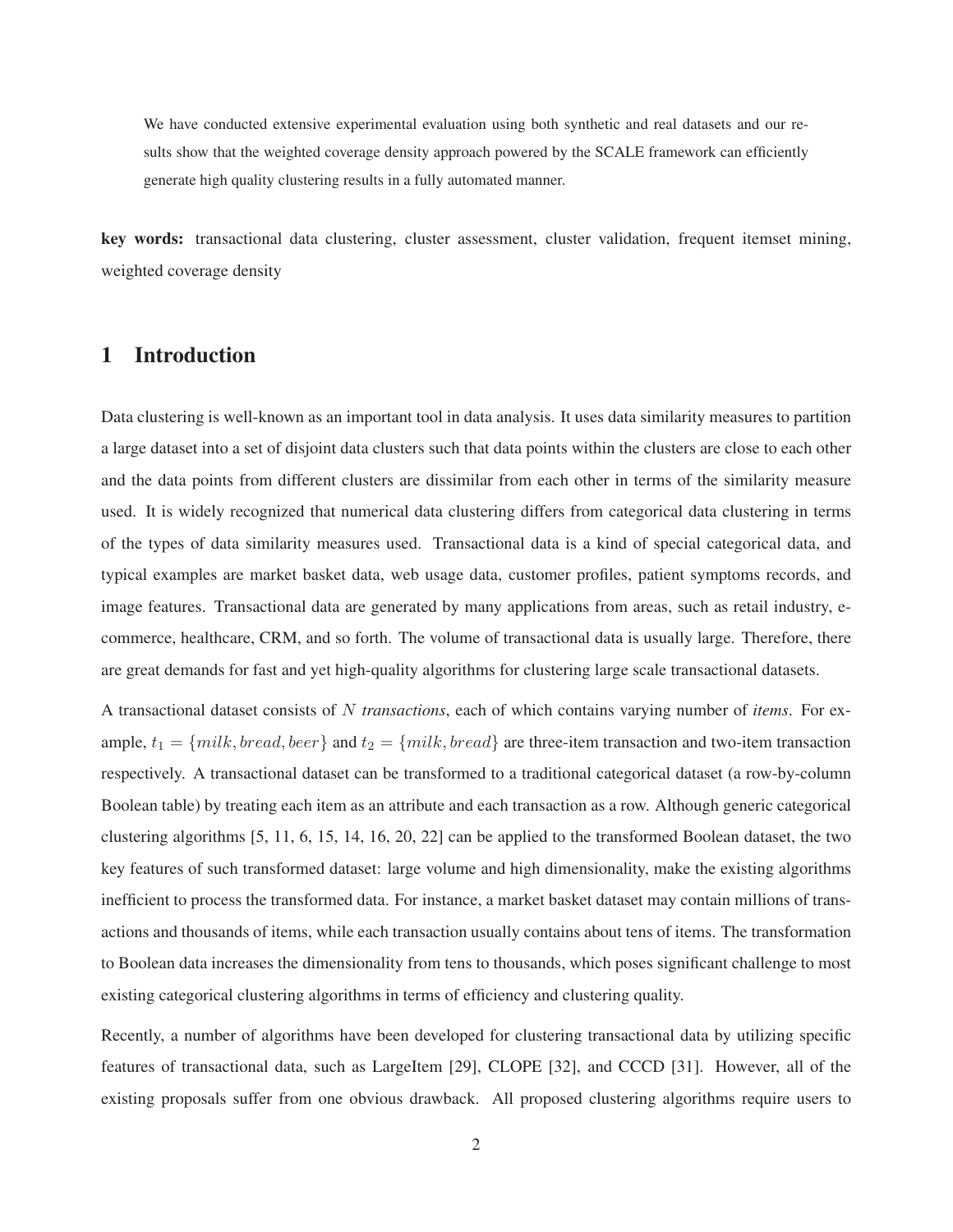We have conducted extensive experimental evaluation using both synthetic and real datasets and our results show that the weighted coverage density approach powered by the SCALE framework can efficiently generate high quality clustering results in a fully automated manner.

**key words:** transactional data clustering, cluster assessment, cluster validation, frequent itemset mining, weighted coverage density

# 1 Introduction

Data clustering is well-known as an important tool in data analysis. It uses data similarity measures to partition a large dataset into a set of disjoint data clusters such that data points within the clusters are close to each other and the data points from different clusters are dissimilar from each other in terms of the similarity measure used. It is widely recognized that numerical data clustering differs from categorical data clustering in terms of the types of data similarity measures used. Transactional data is a kind of special categorical data, and typical examples are market basket data, web usage data, customer profiles, patient symptoms records, and image features. Transactional data are generated by many applications from areas, such as retail industry, e-commerce, healthcare, CRM, and so forth. The volume of transactional data is usually large. Therefore, there are great demands for fast and yet high-quality algorithms for clustering large scale transactional datasets.

A transactional dataset consists of $N$ *transactions*, each of which contains varying number of *items*. For example, $t_1 = \{milk, bread, beer\}$ and $t_2 = \{milk, bread\}$ are three-item transaction and two-item transaction respectively. A transactional dataset can be transformed to a traditional categorical dataset (a row-by-column Boolean table) by treating each item as an attribute and each transaction as a row. Although generic categorical clustering algorithms [5, 11, 6, 15, 14, 16, 20, 22] can be applied to the transformed Boolean dataset, the two key features of such transformed dataset: large volume and high dimensionality, make the existing algorithms inefficient to process the transformed data. For instance, a market basket dataset may contain millions of transactions and thousands of items, while each transaction usually contains about tens of items. The transformation to Boolean data increases the dimensionality from tens to thousands, which poses significant challenge to most existing categorical clustering algorithms in terms of efficiency and clustering quality.

Recently, a number of algorithms have been developed for clustering transactional data by utilizing specific features of transactional data, such as LargeItem [29], CLOPE [32], and CCCD [31]. However, all of the existing proposals suffer from one obvious drawback. All proposed clustering algorithms require users to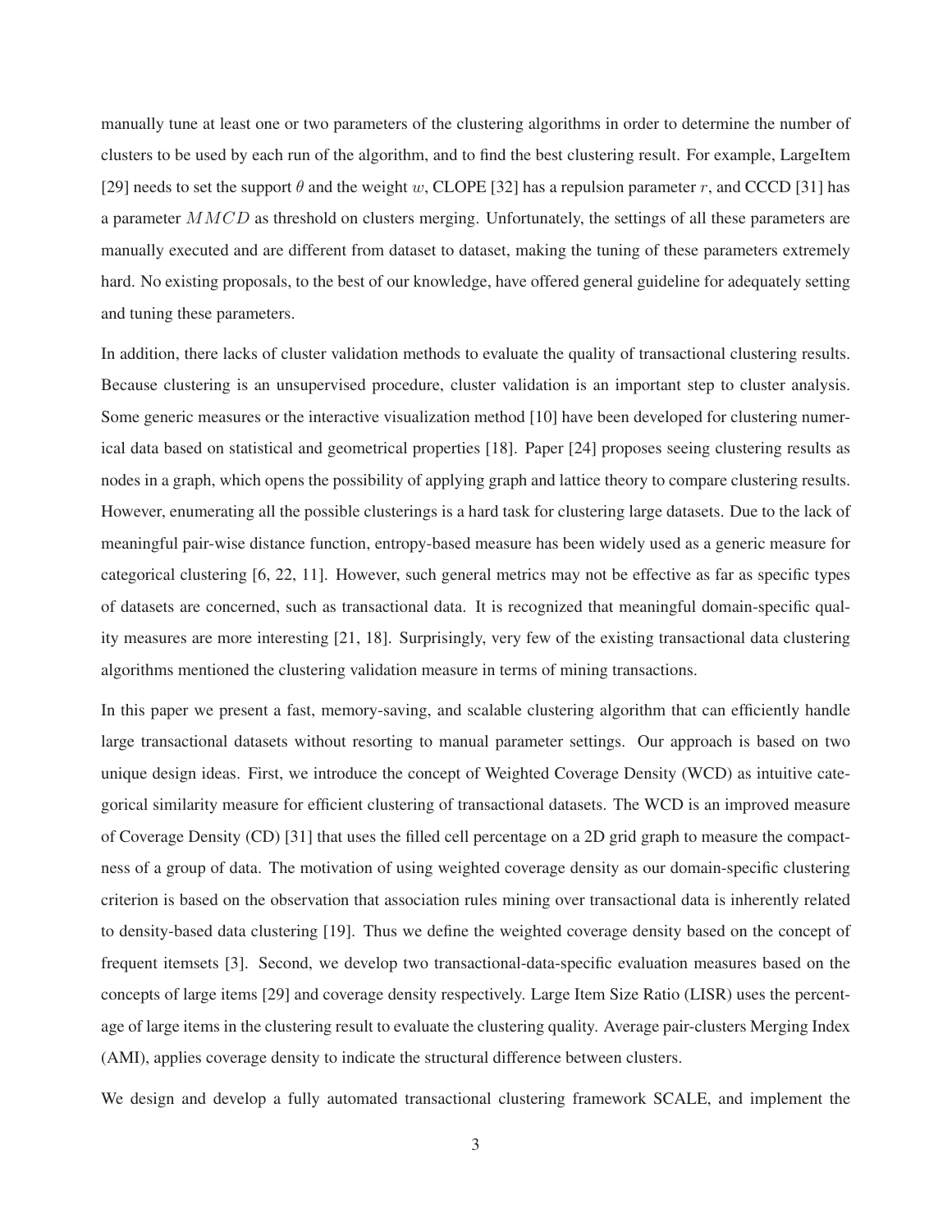manually tune at least one or two parameters of the clustering algorithms in order to determine the number of clusters to be used by each run of the algorithm, and to find the best clustering result. For example, LargeItem [29] needs to set the support $\theta$ and the weight $w$, CLOPE [32] has a repulsion parameter $r$, and CCCD [31] has a parameter $MMCD$ as threshold on clusters merging. Unfortunately, the settings of all these parameters are manually executed and are different from dataset to dataset, making the tuning of these parameters extremely hard. No existing proposals, to the best of our knowledge, have offered general guideline for adequately setting and tuning these parameters.

In addition, there lacks of cluster validation methods to evaluate the quality of transactional clustering results. Because clustering is an unsupervised procedure, cluster validation is an important step to cluster analysis. Some generic measures or the interactive visualization method [10] have been developed for clustering numerical data based on statistical and geometrical properties [18]. Paper [24] proposes seeing clustering results as nodes in a graph, which opens the possibility of applying graph and lattice theory to compare clustering results. However, enumerating all the possible clusterings is a hard task for clustering large datasets. Due to the lack of meaningful pair-wise distance function, entropy-based measure has been widely used as a generic measure for categorical clustering [6, 22, 11]. However, such general metrics may not be effective as far as specific types of datasets are concerned, such as transactional data. It is recognized that meaningful domain-specific quality measures are more interesting [21, 18]. Surprisingly, very few of the existing transactional data clustering algorithms mentioned the clustering validation measure in terms of mining transactions.

In this paper we present a fast, memory-saving, and scalable clustering algorithm that can efficiently handle large transactional datasets without resorting to manual parameter settings. Our approach is based on two unique design ideas. First, we introduce the concept of Weighted Coverage Density (WCD) as intuitive categorical similarity measure for efficient clustering of transactional datasets. The WCD is an improved measure of Coverage Density (CD) [31] that uses the filled cell percentage on a 2D grid graph to measure the compactness of a group of data. The motivation of using weighted coverage density as our domain-specific clustering criterion is based on the observation that association rules mining over transactional data is inherently related to density-based data clustering [19]. Thus we define the weighted coverage density based on the concept of frequent itemsets [3]. Second, we develop two transactional-data-specific evaluation measures based on the concepts of large items [29] and coverage density respectively. Large Item Size Ratio (LISR) uses the percentage of large items in the clustering result to evaluate the clustering quality. Average pair-clusters Merging Index (AMI), applies coverage density to indicate the structural difference between clusters.

We design and develop a fully automated transactional clustering framework SCALE, and implement the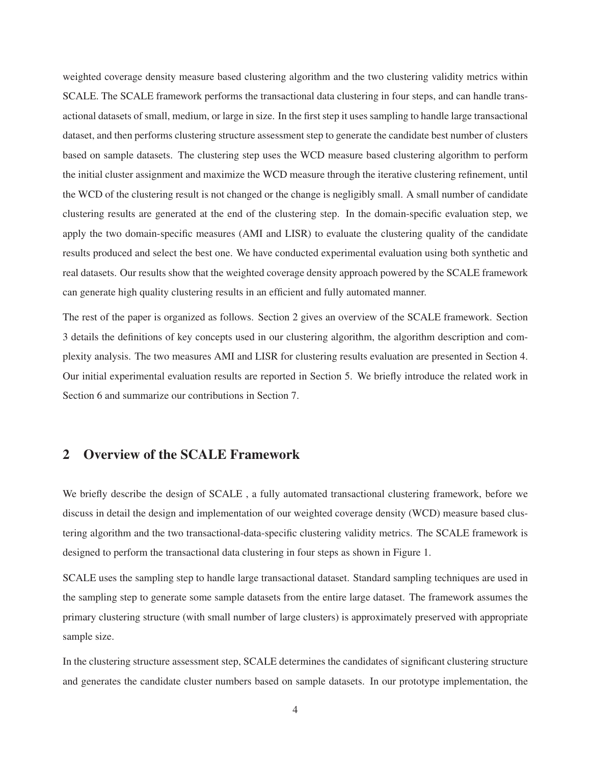weighted coverage density measure based clustering algorithm and the two clustering validity metrics within SCALE. The SCALE framework performs the transactional data clustering in four steps, and can handle transactional datasets of small, medium, or large in size. In the first step it uses sampling to handle large transactional dataset, and then performs clustering structure assessment step to generate the candidate best number of clusters based on sample datasets. The clustering step uses the WCD measure based clustering algorithm to perform the initial cluster assignment and maximize the WCD measure through the iterative clustering refinement, until the WCD of the clustering result is not changed or the change is negligibly small. A small number of candidate clustering results are generated at the end of the clustering step. In the domain-specific evaluation step, we apply the two domain-specific measures (AMI and LISR) to evaluate the clustering quality of the candidate results produced and select the best one. We have conducted experimental evaluation using both synthetic and real datasets. Our results show that the weighted coverage density approach powered by the SCALE framework can generate high quality clustering results in an efficient and fully automated manner.

The rest of the paper is organized as follows. Section 2 gives an overview of the SCALE framework. Section 3 details the definitions of key concepts used in our clustering algorithm, the algorithm description and complexity analysis. The two measures AMI and LISR for clustering results evaluation are presented in Section 4. Our initial experimental evaluation results are reported in Section 5. We briefly introduce the related work in Section 6 and summarize our contributions in Section 7.

## 2 Overview of the SCALE Framework

We briefly describe the design of SCALE , a fully automated transactional clustering framework, before we discuss in detail the design and implementation of our weighted coverage density (WCD) measure based clustering algorithm and the two transactional-data-specific clustering validity metrics. The SCALE framework is designed to perform the transactional data clustering in four steps as shown in Figure 1.

SCALE uses the sampling step to handle large transactional dataset. Standard sampling techniques are used in the sampling step to generate some sample datasets from the entire large dataset. The framework assumes the primary clustering structure (with small number of large clusters) is approximately preserved with appropriate sample size.

In the clustering structure assessment step, SCALE determines the candidates of significant clustering structure and generates the candidate cluster numbers based on sample datasets. In our prototype implementation, the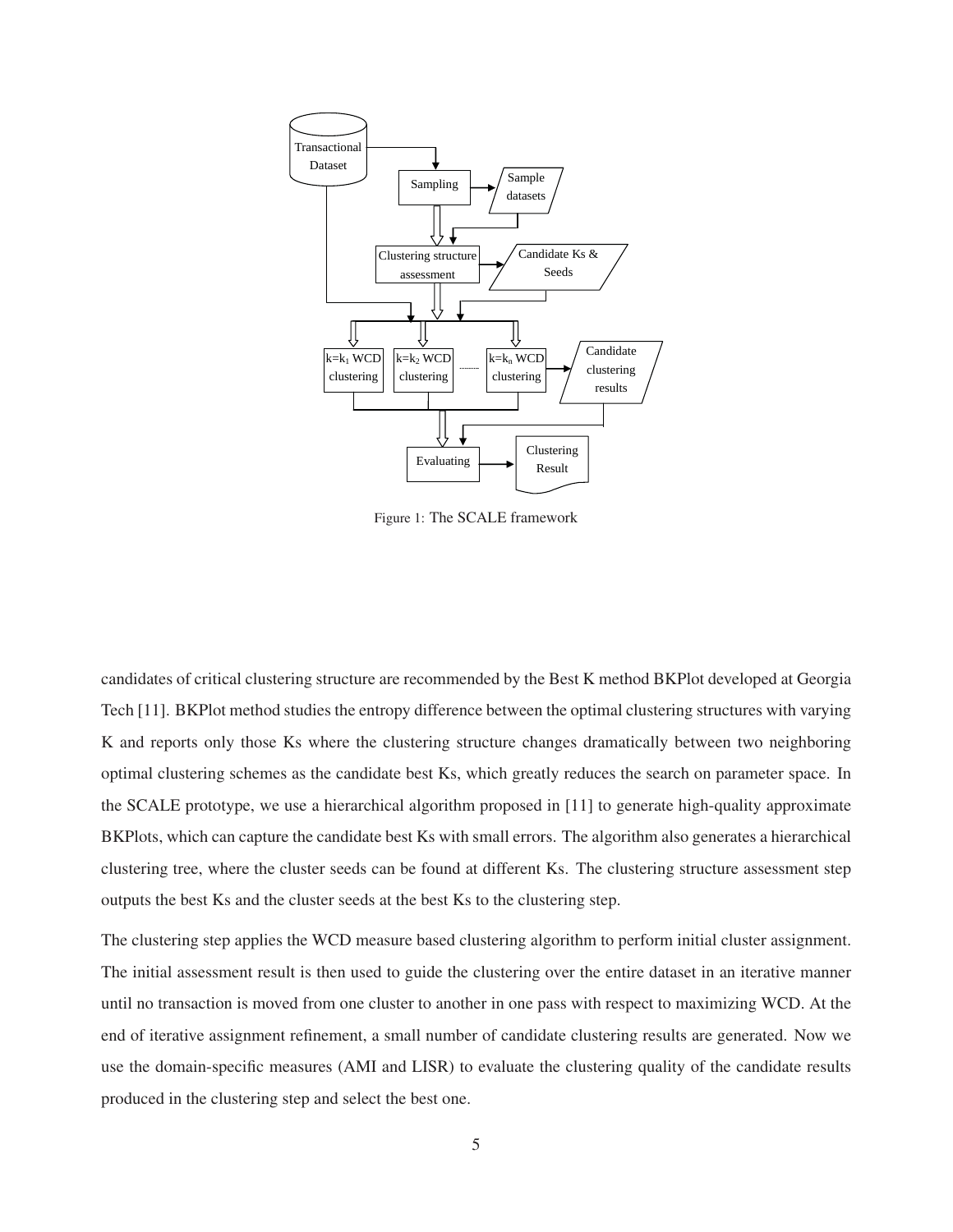Figure 1: The SCALE framework

candidates of critical clustering structure are recommended by the Best K method BKPlot developed at Georgia Tech [11]. BKPlot method studies the entropy difference between the optimal clustering structures with varying K and reports only those Ks where the clustering structure changes dramatically between two neighboring optimal clustering schemes as the candidate best Ks, which greatly reduces the search on parameter space. In the SCALE prototype, we use a hierarchical algorithm proposed in [11] to generate high-quality approximate BKPlots, which can capture the candidate best Ks with small errors. The algorithm also generates a hierarchical clustering tree, where the cluster seeds can be found at different Ks. The clustering structure assessment step outputs the best Ks and the cluster seeds at the best Ks to the clustering step.

The clustering step applies the WCD measure based clustering algorithm to perform initial cluster assignment. The initial assessment result is then used to guide the clustering over the entire dataset in an iterative manner until no transaction is moved from one cluster to another in one pass with respect to maximizing WCD. At the end of iterative assignment refinement, a small number of candidate clustering results are generated. Now we use the domain-specific measures (AMI and LISR) to evaluate the clustering quality of the candidate results produced in the clustering step and select the best one.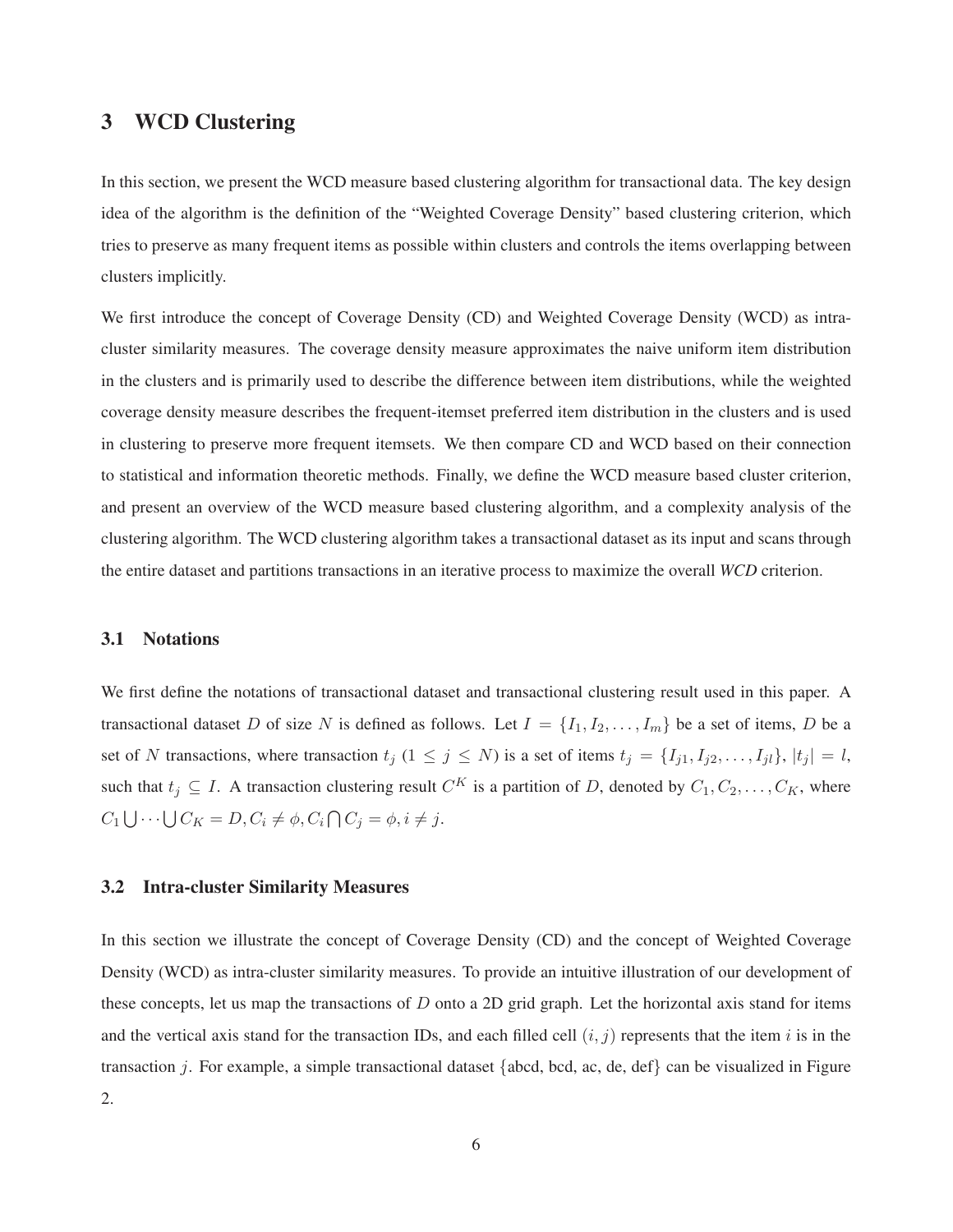## 3 WCD Clustering

In this section, we present the WCD measure based clustering algorithm for transactional data. The key design idea of the algorithm is the definition of the "Weighted Coverage Density" based clustering criterion, which tries to preserve as many frequent items as possible within clusters and controls the items overlapping between clusters implicitly.

We first introduce the concept of Coverage Density (CD) and Weighted Coverage Density (WCD) as intra-cluster similarity measures. The coverage density measure approximates the naive uniform item distribution in the clusters and is primarily used to describe the difference between item distributions, while the weighted coverage density measure describes the frequent-itemset preferred item distribution in the clusters and is used in clustering to preserve more frequent itemsets. We then compare CD and WCD based on their connection to statistical and information theoretic methods. Finally, we define the WCD measure based cluster criterion, and present an overview of the WCD measure based clustering algorithm, and a complexity analysis of the clustering algorithm. The WCD clustering algorithm takes a transactional dataset as its input and scans through the entire dataset and partitions transactions in an iterative process to maximize the overall *WCD* criterion.

### 3.1 Notations

We first define the notations of transactional dataset and transactional clustering result used in this paper. A transactional dataset $D$ of size $N$ is defined as follows. Let $I = \{I_1, I_2, \ldots, I_m\}$ be a set of items, $D$ be a set of $N$ transactions, where transaction $t_j$ ($1 \leq j \leq N$) is a set of items $t_j = \{I_{j1}, I_{j2}, \ldots, I_{jl}\}$, $|t_j| = l$, such that $t_j \subseteq I$. A transaction clustering result $C^K$ is a partition of $D$, denoted by $C_1, C_2, \ldots, C_K$, where $C_1 \bigcup \cdots \bigcup C_K = D, C_i \neq \phi, C_i \bigcap C_j = \phi, i \neq j$.

### 3.2 Intra-cluster Similarity Measures

In this section we illustrate the concept of Coverage Density (CD) and the concept of Weighted Coverage Density (WCD) as intra-cluster similarity measures. To provide an intuitive illustration of our development of these concepts, let us map the transactions of $D$ onto a 2D grid graph. Let the horizontal axis stand for items and the vertical axis stand for the transaction IDs, and each filled cell $(i, j)$ represents that the item $i$ is in the transaction $j$. For example, a simple transactional dataset {abcd, bcd, ac, de, def} can be visualized in Figure 2.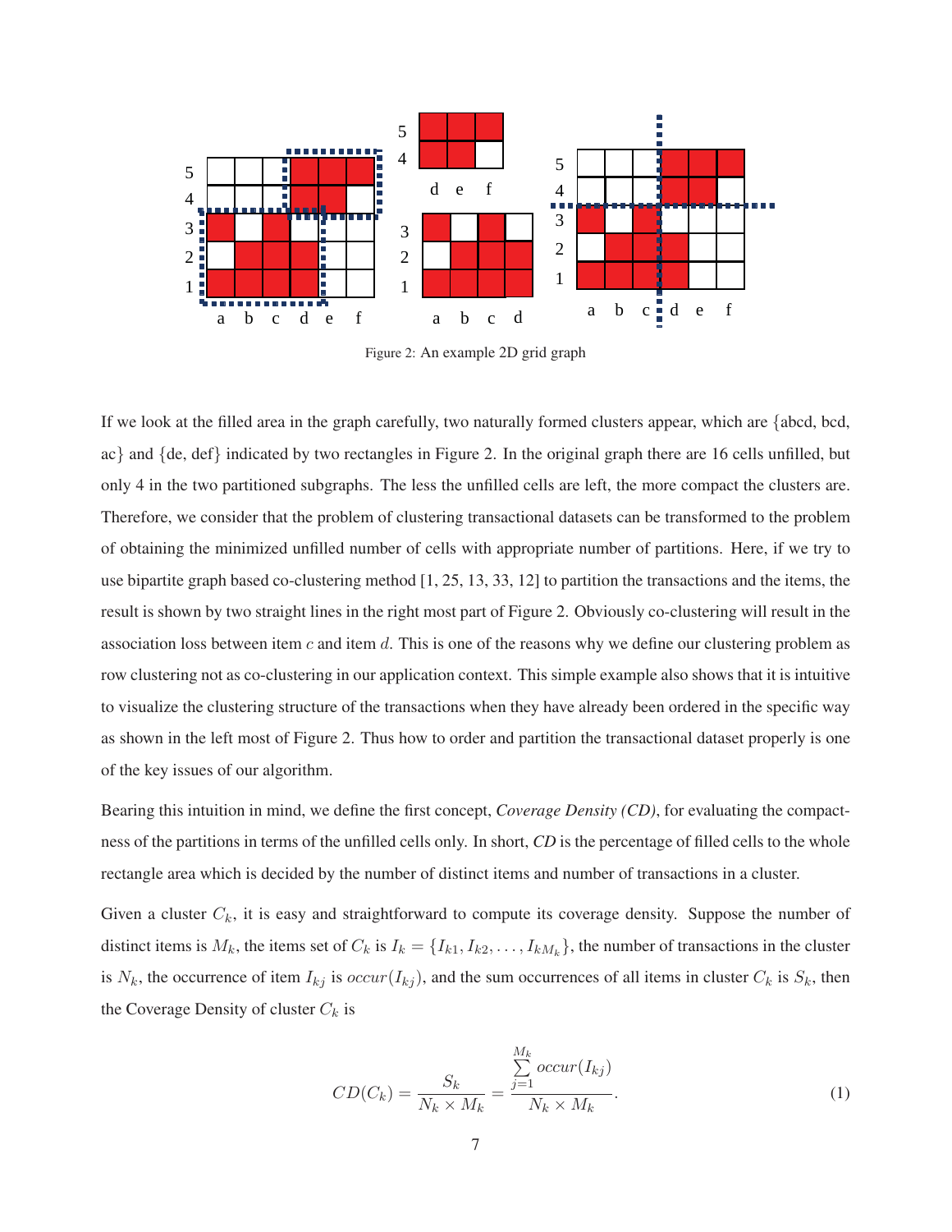Figure 2: An example 2D grid graph

If we look at the filled area in the graph carefully, two naturally formed clusters appear, which are {abcd, bcd, ac} and {de, def} indicated by two rectangles in Figure 2. In the original graph there are 16 cells unfilled, but only 4 in the two partitioned subgraphs. The less the unfilled cells are left, the more compact the clusters are. Therefore, we consider that the problem of clustering transactional datasets can be transformed to the problem of obtaining the minimized unfilled number of cells with appropriate number of partitions. Here, if we try to use bipartite graph based co-clustering method [1, 25, 13, 33, 12] to partition the transactions and the items, the result is shown by two straight lines in the right most part of Figure 2. Obviously co-clustering will result in the association loss between item $c$ and item $d$. This is one of the reasons why we define our clustering problem as row clustering not as co-clustering in our application context. This simple example also shows that it is intuitive to visualize the clustering structure of the transactions when they have already been ordered in the specific way as shown in the left most of Figure 2. Thus how to order and partition the transactional dataset properly is one of the key issues of our algorithm.

Bearing this intuition in mind, we define the first concept, *Coverage Density (CD)*, for evaluating the compactness of the partitions in terms of the unfilled cells only. In short, *CD* is the percentage of filled cells to the whole rectangle area which is decided by the number of distinct items and number of transactions in a cluster.

Given a cluster $C_k$, it is easy and straightforward to compute its coverage density. Suppose the number of distinct items is $M_k$, the items set of $C_k$ is $I_k = \{I_{k1}, I_{k2}, \ldots, I_{kM_k}\}$, the number of transactions in the cluster is $N_k$, the occurrence of item $I_{kj}$ is $occur(I_{kj})$, and the sum occurrences of all items in cluster $C_k$ is $S_k$, then the Coverage Density of cluster $C_k$ is

$$CD(C_k) = \frac{S_k}{N_k \times M_k} = \frac{\sum_{j=1}^{M_k} occur(I_{kj})}{N_k \times M_k}. \tag{1}$$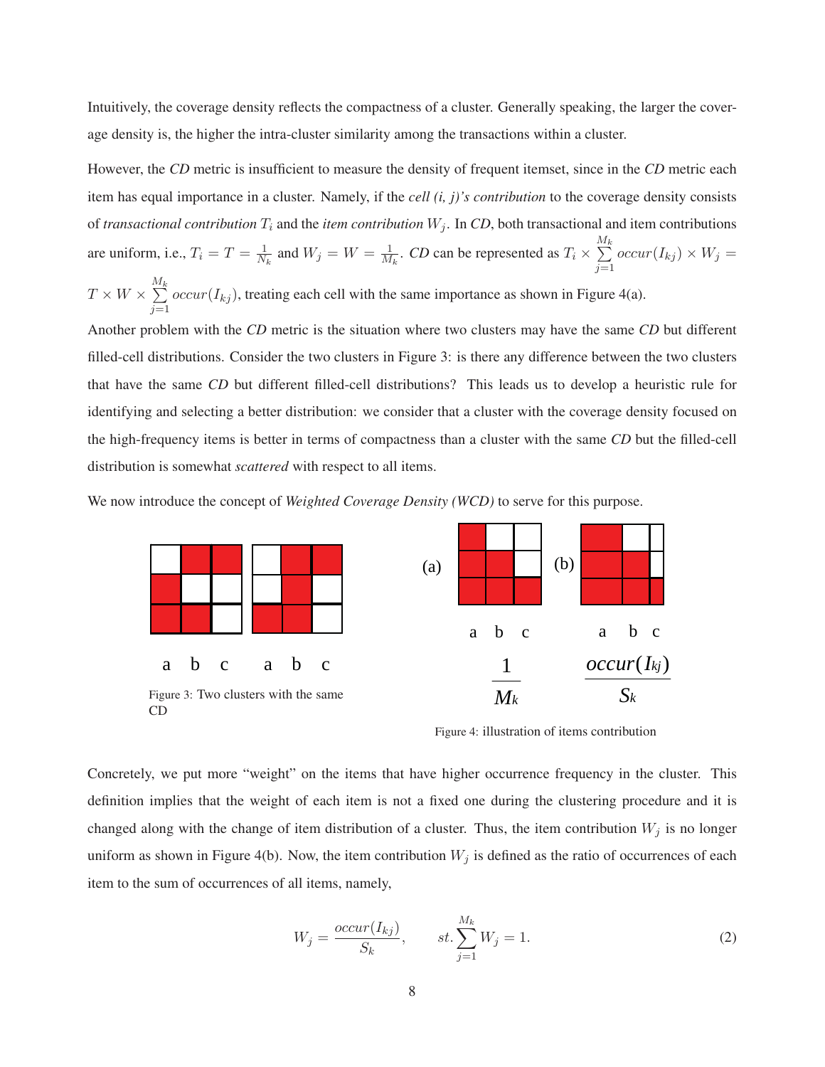Intuitively, the coverage density reflects the compactness of a cluster. Generally speaking, the larger the coverage density is, the higher the intra-cluster similarity among the transactions within a cluster.

However, the *CD* metric is insufficient to measure the density of frequent itemset, since in the *CD* metric each item has equal importance in a cluster. Namely, if the *cell (i, j)'s contribution* to the coverage density consists of *transactional contribution* $T_i$ and the *item contribution* $W_j$. In *CD*, both transactional and item contributions are uniform, i.e., $T_i = T = \frac{1}{N_k}$ and $W_j = W = \frac{1}{M_k}$. *CD* can be represented as $T_i \times \sum_{j=1}^{M_k} occur(I_{kj}) \times W_j = T \times W \times \sum_{j=1}^{M_k} occur(I_{kj})$, treating each cell with the same importance as shown in Figure 4(a).

Another problem with the *CD* metric is the situation where two clusters may have the same *CD* but different filled-cell distributions. Consider the two clusters in Figure 3: is there any difference between the two clusters that have the same *CD* but different filled-cell distributions? This leads us to develop a heuristic rule for identifying and selecting a better distribution: we consider that a cluster with the coverage density focused on the high-frequency items is better in terms of compactness than a cluster with the same *CD* but the filled-cell distribution is somewhat *scattered* with respect to all items.

We now introduce the concept of *Weighted Coverage Density (WCD)* to serve for this purpose.

Figure 3: Two clusters with the same CD

Figure 4: illustration of items contribution

Concretely, we put more "weight" on the items that have higher occurrence frequency in the cluster. This definition implies that the weight of each item is not a fixed one during the clustering procedure and it is changed along with the change of item distribution of a cluster. Thus, the item contribution $W_j$ is no longer uniform as shown in Figure 4(b). Now, the item contribution $W_j$ is defined as the ratio of occurrences of each item to the sum of occurrences of all items, namely,

$$W_j = \frac{occur(I_{kj})}{S_k}, \qquad st. \sum_{j=1}^{M_k} W_j = 1. \tag{2}$$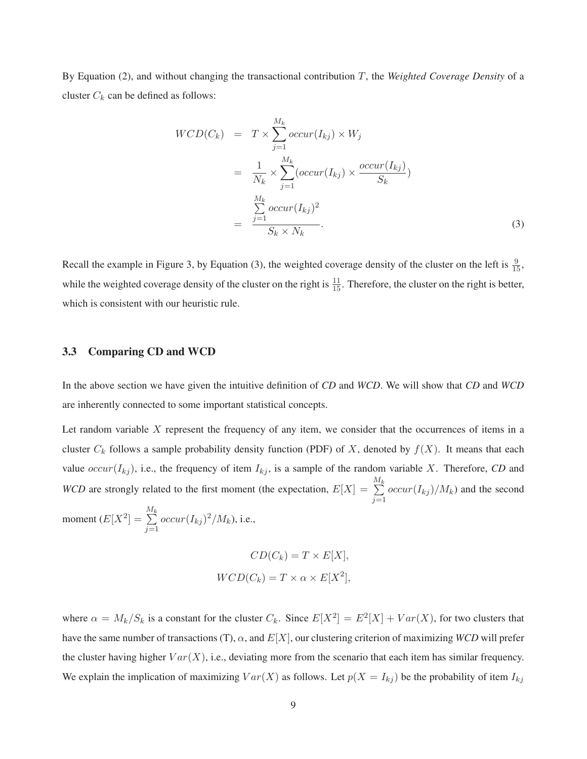By Equation (2), and without changing the transactional contribution $T$, the ***Weighted Coverage Density*** of a cluster $C_k$ can be defined as follows:

$$
\begin{aligned}
WCD(C_k) &= T \times \sum_{j=1}^{M_k} occur(I_{kj}) \times W_j \\
&= \frac{1}{N_k} \times \sum_{j=1}^{M_k} (occur(I_{kj}) \times \frac{occur(I_{kj})}{S_k}) \\
&= \frac{\sum_{j=1}^{M_k} occur(I_{kj})^2}{S_k \times N_k}.
\end{aligned} \tag{3}
$$

Recall the example in Figure 3, by Equation (3), the weighted coverage density of the cluster on the left is $\frac{9}{15}$, while the weighted coverage density of the cluster on the right is $\frac{11}{15}$. Therefore, the cluster on the right is better, which is consistent with our heuristic rule.

### 3.3 Comparing CD and WCD

In the above section we have given the intuitive definition of *CD* and *WCD*. We will show that *CD* and *WCD* are inherently connected to some important statistical concepts.

Let random variable $X$ represent the frequency of any item, we consider that the occurrences of items in a cluster $C_k$ follows a sample probability density function (PDF) of $X$, denoted by $f(X)$. It means that each value $occur(I_{kj})$, i.e., the frequency of item $I_{kj}$, is a sample of the random variable $X$. Therefore, *CD* and *WCD* are strongly related to the first moment (the expectation, $E[X] = \sum_{j=1}^{M_k} occur(I_{kj})/M_k$) and the second moment ($E[X^2] = \sum_{j=1}^{M_k} occur(I_{kj})^2/M_k$), i.e.,

$$
CD(C_k) = T \times E[X],
$$

$$
WCD(C_k) = T \times \alpha \times E[X^2],
$$

where $\alpha = M_k/S_k$ is a constant for the cluster $C_k$. Since $E[X^2] = E^2[X] + Var(X)$, for two clusters that have the same number of transactions (T), $\alpha$, and $E[X]$, our clustering criterion of maximizing *WCD* will prefer the cluster having higher $Var(X)$, i.e., deviating more from the scenario that each item has similar frequency. We explain the implication of maximizing $Var(X)$ as follows. Let $p(X = I_{kj})$ be the probability of item $I_{kj}$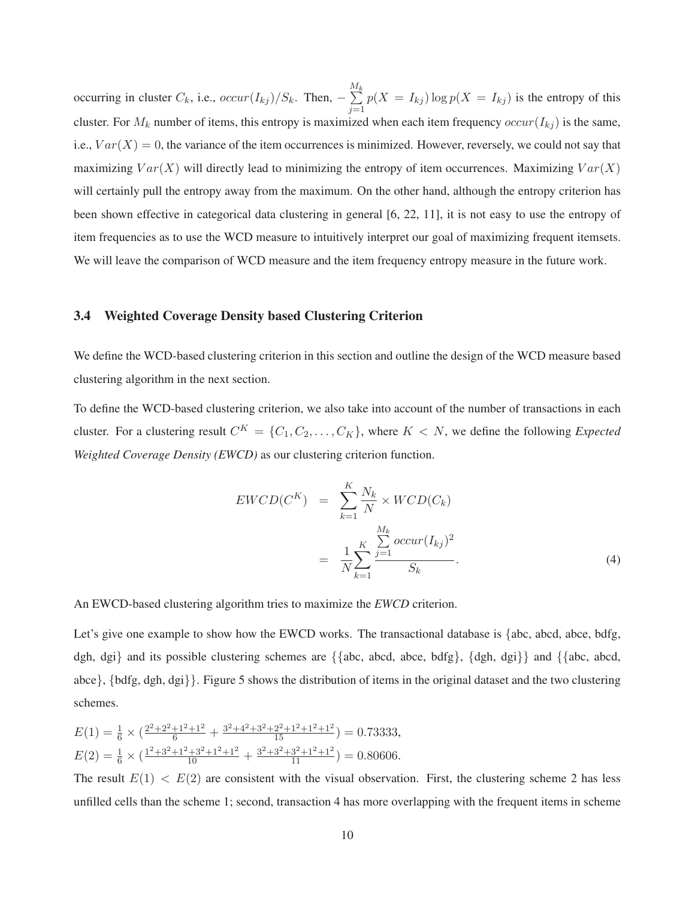occurring in cluster $C_k$, i.e., $occur(I_{kj})/S_k$. Then, $-\sum_{j=1}^{M_k} p(X = I_{kj}) \log p(X = I_{kj})$ is the entropy of this cluster. For $M_k$ number of items, this entropy is maximized when each item frequency $occur(I_{kj})$ is the same, i.e., $Var(X) = 0$, the variance of the item occurrences is minimized. However, reversely, we could not say that maximizing $Var(X)$ will directly lead to minimizing the entropy of item occurrences. Maximizing $Var(X)$ will certainly pull the entropy away from the maximum. On the other hand, although the entropy criterion has been shown effective in categorical data clustering in general [6, 22, 11], it is not easy to use the entropy of item frequencies as to use the WCD measure to intuitively interpret our goal of maximizing frequent itemsets. We will leave the comparison of WCD measure and the item frequency entropy measure in the future work.

### 3.4 Weighted Coverage Density based Clustering Criterion

We define the WCD-based clustering criterion in this section and outline the design of the WCD measure based clustering algorithm in the next section.

To define the WCD-based clustering criterion, we also take into account of the number of transactions in each cluster. For a clustering result $C^K = \{C_1, C_2, \ldots, C_K\}$, where $K < N$, we define the following *Expected Weighted Coverage Density (EWCD)* as our clustering criterion function.

$$
\begin{aligned}
EWCD(C^K) &= \sum_{k=1}^{K} \frac{N_k}{N} \times WCD(C_k) \\
&= \frac{1}{N} \sum_{k=1}^{K} \frac{\sum_{j=1}^{M_k} occur(I_{kj})^2}{S_k}.
\end{aligned} \tag{4}
$$

An EWCD-based clustering algorithm tries to maximize the *EWCD* criterion.

Let's give one example to show how the EWCD works. The transactional database is {abc, abcd, abce, bdfg, dgh, dgi} and its possible clustering schemes are {{abc, abcd, abce, bdfg}, {dgh, dgi}} and {{abc, abcd, abce}, {bdfg, dgh, dgi}}. Figure 5 shows the distribution of items in the original dataset and the two clustering schemes.

$E(1) = \frac{1}{6} \times (\frac{2^2+2^2+1^2+1^2}{6} + \frac{3^2+4^2+3^2+2^2+1^2+1^2+1^2}{15}) = 0.73333,$
$E(2) = \frac{1}{6} \times (\frac{1^2+3^2+1^2+3^2+1^2+1^2}{10} + \frac{3^2+3^2+3^2+1^2+1^2}{11}) = 0.80606.$

The result $E(1) < E(2)$ are consistent with the visual observation. First, the clustering scheme 2 has less unfilled cells than the scheme 1; second, transaction 4 has more overlapping with the frequent items in scheme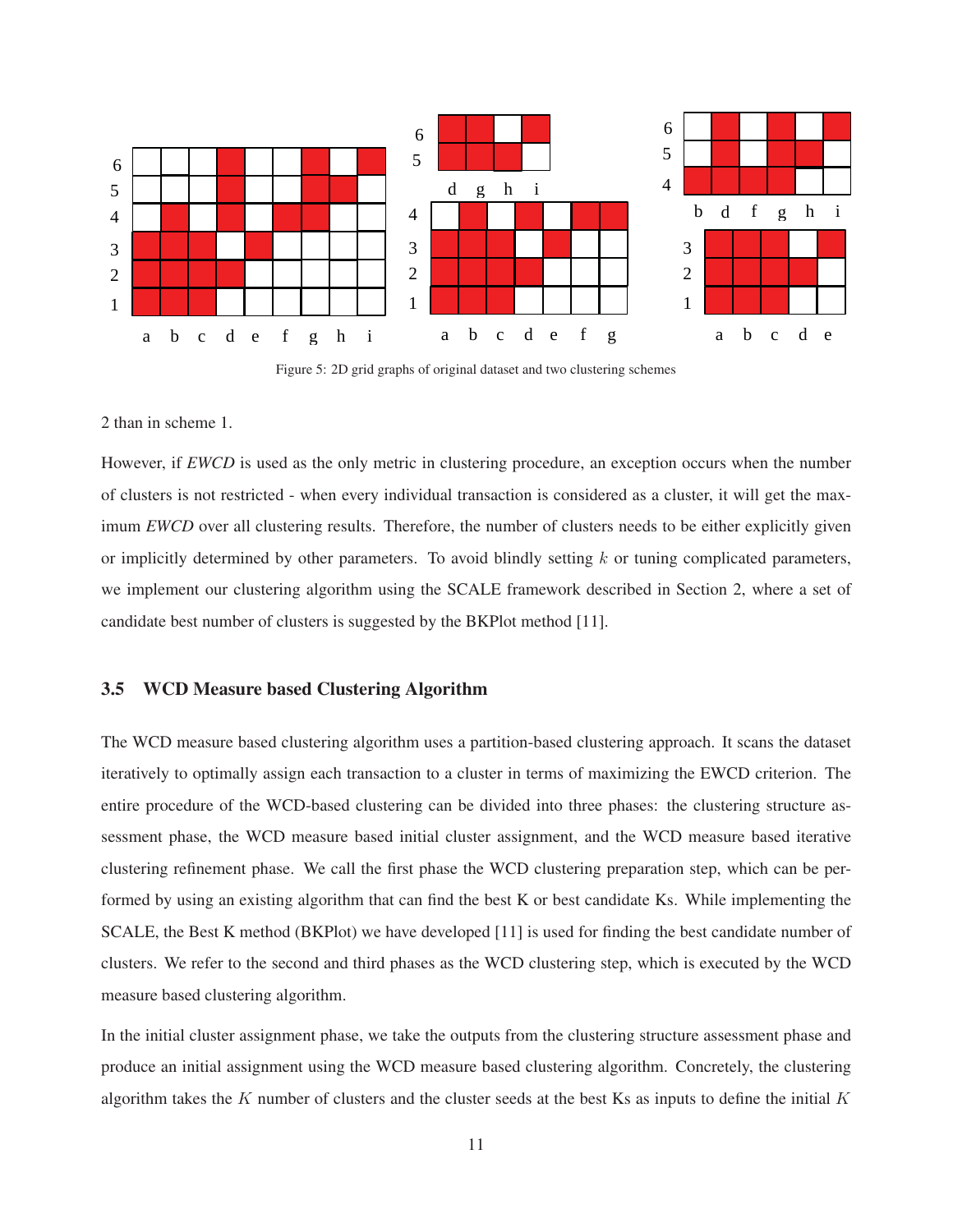Figure 5: 2D grid graphs of original dataset and two clustering schemes

2 than in scheme 1.

However, if *EWCD* is used as the only metric in clustering procedure, an exception occurs when the number of clusters is not restricted - when every individual transaction is considered as a cluster, it will get the maximum *EWCD* over all clustering results. Therefore, the number of clusters needs to be either explicitly given or implicitly determined by other parameters. To avoid blindly setting $k$ or tuning complicated parameters, we implement our clustering algorithm using the SCALE framework described in Section 2, where a set of candidate best number of clusters is suggested by the BKPlot method [11].

### 3.5 WCD Measure based Clustering Algorithm

The WCD measure based clustering algorithm uses a partition-based clustering approach. It scans the dataset iteratively to optimally assign each transaction to a cluster in terms of maximizing the EWCD criterion. The entire procedure of the WCD-based clustering can be divided into three phases: the clustering structure assessment phase, the WCD measure based initial cluster assignment, and the WCD measure based iterative clustering refinement phase. We call the first phase the WCD clustering preparation step, which can be performed by using an existing algorithm that can find the best K or best candidate Ks. While implementing the SCALE, the Best K method (BKPlot) we have developed [11] is used for finding the best candidate number of clusters. We refer to the second and third phases as the WCD clustering step, which is executed by the WCD measure based clustering algorithm.

In the initial cluster assignment phase, we take the outputs from the clustering structure assessment phase and produce an initial assignment using the WCD measure based clustering algorithm. Concretely, the clustering algorithm takes the $K$ number of clusters and the cluster seeds at the best Ks as inputs to define the initial $K$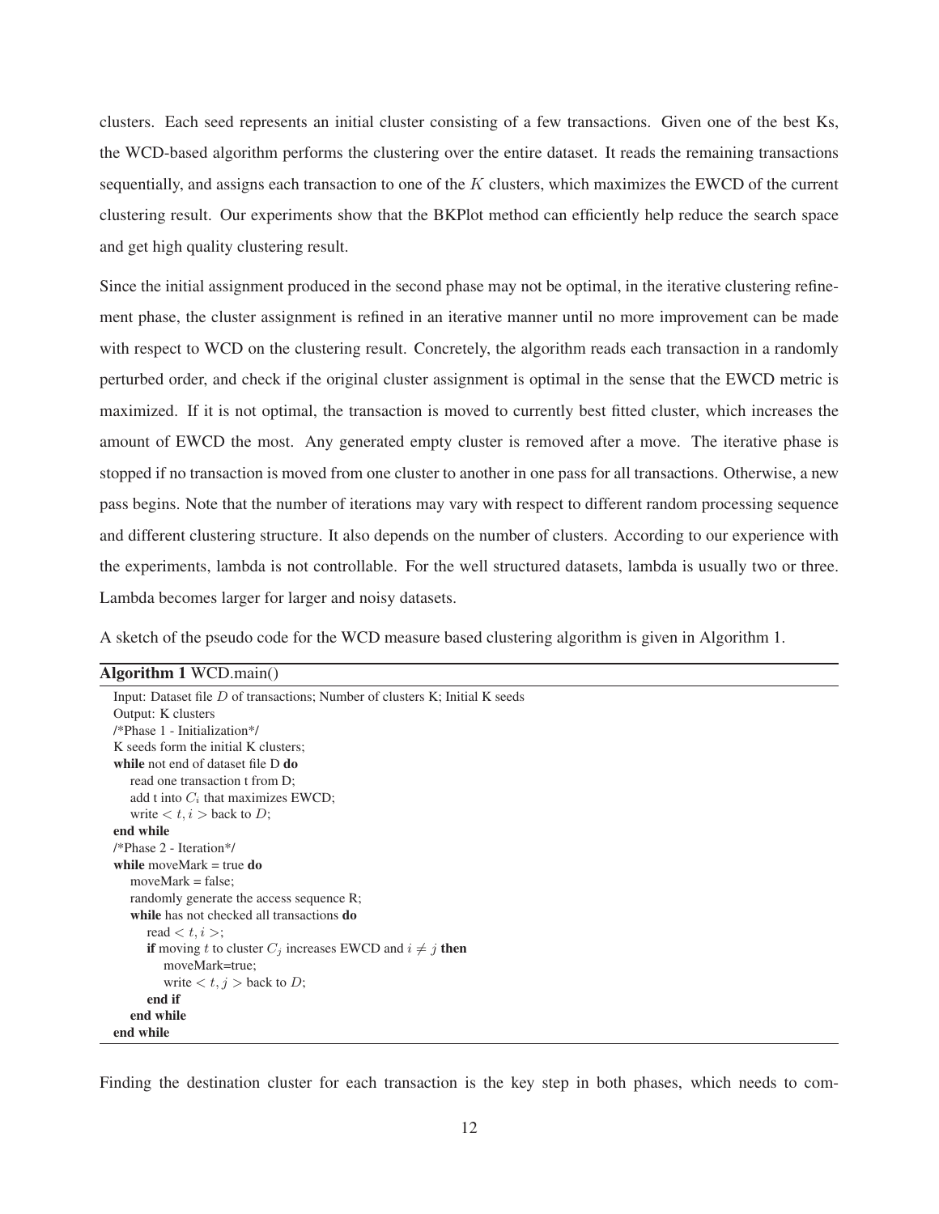clusters. Each seed represents an initial cluster consisting of a few transactions. Given one of the best Ks, the WCD-based algorithm performs the clustering over the entire dataset. It reads the remaining transactions sequentially, and assigns each transaction to one of the $K$ clusters, which maximizes the EWCD of the current clustering result. Our experiments show that the BKPlot method can efficiently help reduce the search space and get high quality clustering result.

Since the initial assignment produced in the second phase may not be optimal, in the iterative clustering refinement phase, the cluster assignment is refined in an iterative manner until no more improvement can be made with respect to WCD on the clustering result. Concretely, the algorithm reads each transaction in a randomly perturbed order, and check if the original cluster assignment is optimal in the sense that the EWCD metric is maximized. If it is not optimal, the transaction is moved to currently best fitted cluster, which increases the amount of EWCD the most. Any generated empty cluster is removed after a move. The iterative phase is stopped if no transaction is moved from one cluster to another in one pass for all transactions. Otherwise, a new pass begins. Note that the number of iterations may vary with respect to different random processing sequence and different clustering structure. It also depends on the number of clusters. According to our experience with the experiments, lambda is not controllable. For the well structured datasets, lambda is usually two or three. Lambda becomes larger for larger and noisy datasets.

A sketch of the pseudo code for the WCD measure based clustering algorithm is given in Algorithm 1.

**Algorithm 1** WCD.main()

```
Input: Dataset file D of transactions; Number of clusters K; Initial K seeds
Output: K clusters
/*Phase 1 - Initialization*/
K seeds form the initial K clusters;
while not end of dataset file D do
    read one transaction t from D;
    add t into C_i that maximizes EWCD;
    write <t, i> back to D;
end while
/*Phase 2 - Iteration*/
while moveMark = true do
    moveMark = false;
    randomly generate the access sequence R;
    while has not checked all transactions do
        read <t, i>;
        if moving t to cluster C_j increases EWCD and i ≠ j then
            moveMark=true;
            write <t, j> back to D;
        end if
    end while
end while
```

Finding the destination cluster for each transaction is the key step in both phases, which needs to com-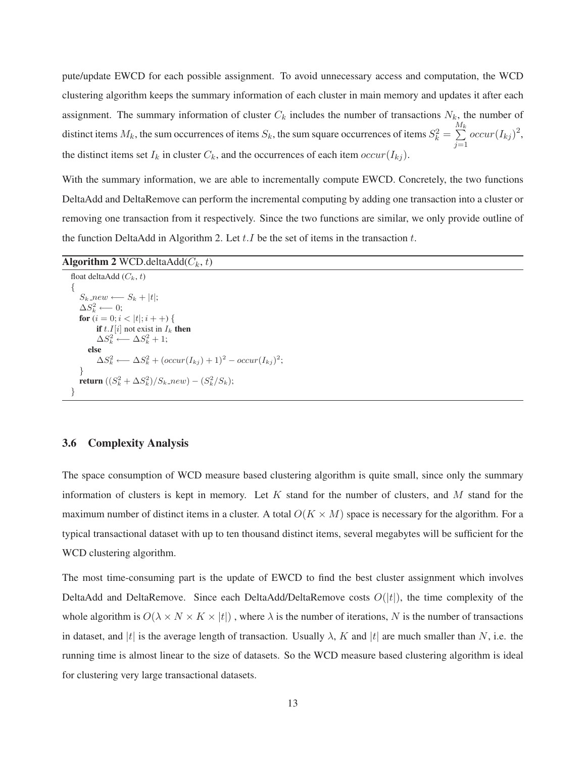pute/update EWCD for each possible assignment. To avoid unnecessary access and computation, the WCD clustering algorithm keeps the summary information of each cluster in main memory and updates it after each assignment. The summary information of cluster $C_k$ includes the number of transactions $N_k$, the number of distinct items $M_k$, the sum occurrences of items $S_k$, the sum square occurrences of items $S_k^2 = \sum_{j=1}^{M_k} occur(I_{kj})^2$, the distinct items set $I_k$ in cluster $C_k$, and the occurrences of each item $occur(I_{kj})$.

With the summary information, we are able to incrementally compute EWCD. Concretely, the two functions DeltaAdd and DeltaRemove can perform the incremental computing by adding one transaction into a cluster or removing one transaction from it respectively. Since the two functions are similar, we only provide outline of the function DeltaAdd in Algorithm 2. Let $t.I$ be the set of items in the transaction $t$.

**Algorithm 2** WCD.deltaAdd($C_k$, $t$)

```
float deltaAdd (C_k, t)
{
   S_k_new ⟵ S_k + |t|;
   ΔS_k^2 ⟵ 0;
   for (i = 0; i < |t|; i++) {
        if t.I[i] not exist in I_k then
        ΔS_k^2 ⟵ ΔS_k^2 + 1;
      else
        ΔS_k^2 ⟵ ΔS_k^2 + (occur(I_kj) + 1)^2 − occur(I_kj)^2;
   }
   return ((S_k^2 + ΔS_k^2)/S_k_new) − (S_k^2/S_k);
}
```

### 3.6 Complexity Analysis

The space consumption of WCD measure based clustering algorithm is quite small, since only the summary information of clusters is kept in memory. Let $K$ stand for the number of clusters, and $M$ stand for the maximum number of distinct items in a cluster. A total $O(K \times M)$ space is necessary for the algorithm. For a typical transactional dataset with up to ten thousand distinct items, several megabytes will be sufficient for the WCD clustering algorithm.

The most time-consuming part is the update of EWCD to find the best cluster assignment which involves DeltaAdd and DeltaRemove. Since each DeltaAdd/DeltaRemove costs $O(|t|)$, the time complexity of the whole algorithm is $O(\lambda \times N \times K \times |t|)$ , where $\lambda$ is the number of iterations, $N$ is the number of transactions in dataset, and $|t|$ is the average length of transaction. Usually $\lambda$, $K$ and $|t|$ are much smaller than $N$, i.e. the running time is almost linear to the size of datasets. So the WCD measure based clustering algorithm is ideal for clustering very large transactional datasets.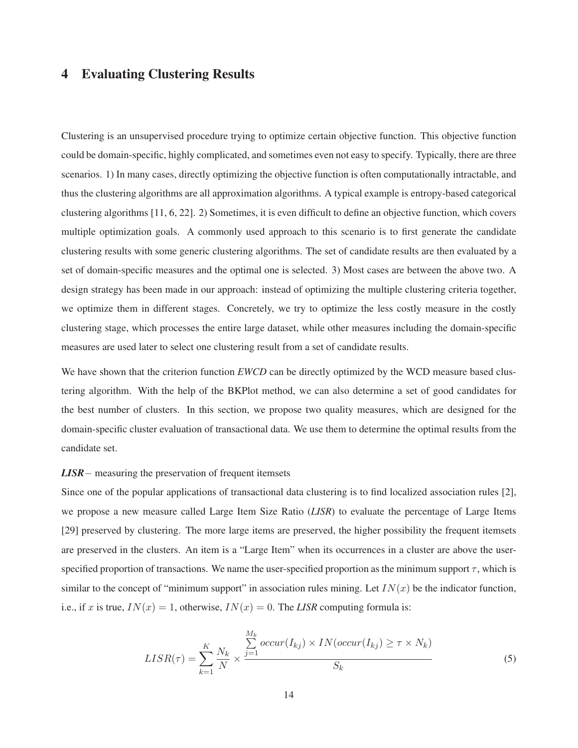## 4 Evaluating Clustering Results

Clustering is an unsupervised procedure trying to optimize certain objective function. This objective function could be domain-specific, highly complicated, and sometimes even not easy to specify. Typically, there are three scenarios. 1) In many cases, directly optimizing the objective function is often computationally intractable, and thus the clustering algorithms are all approximation algorithms. A typical example is entropy-based categorical clustering algorithms [11, 6, 22]. 2) Sometimes, it is even difficult to define an objective function, which covers multiple optimization goals. A commonly used approach to this scenario is to first generate the candidate clustering results with some generic clustering algorithms. The set of candidate results are then evaluated by a set of domain-specific measures and the optimal one is selected. 3) Most cases are between the above two. A design strategy has been made in our approach: instead of optimizing the multiple clustering criteria together, we optimize them in different stages. Concretely, we try to optimize the less costly measure in the costly clustering stage, which processes the entire large dataset, while other measures including the domain-specific measures are used later to select one clustering result from a set of candidate results.

We have shown that the criterion function ***EWCD*** can be directly optimized by the WCD measure based clustering algorithm. With the help of the BKPlot method, we can also determine a set of good candidates for the best number of clusters. In this section, we propose two quality measures, which are designed for the domain-specific cluster evaluation of transactional data. We use them to determine the optimal results from the candidate set.

***LISR***− measuring the preservation of frequent itemsets

Since one of the popular applications of transactional data clustering is to find localized association rules [2], we propose a new measure called Large Item Size Ratio (***LISR***) to evaluate the percentage of Large Items [29] preserved by clustering. The more large items are preserved, the higher possibility the frequent itemsets are preserved in the clusters. An item is a "Large Item" when its occurrences in a cluster are above the user-specified proportion of transactions. We name the user-specified proportion as the minimum support $\tau$, which is similar to the concept of "minimum support" in association rules mining. Let $IN(x)$ be the indicator function, i.e., if $x$ is true, $IN(x) = 1$, otherwise, $IN(x) = 0$. The ***LISR*** computing formula is:

$$LISR(\tau) = \sum_{k=1}^{K} \frac{N_k}{N} \times \frac{\sum_{j=1}^{M_k} occur(I_{kj}) \times IN(occur(I_{kj}) \geq \tau \times N_k)}{S_k} \tag{5}$$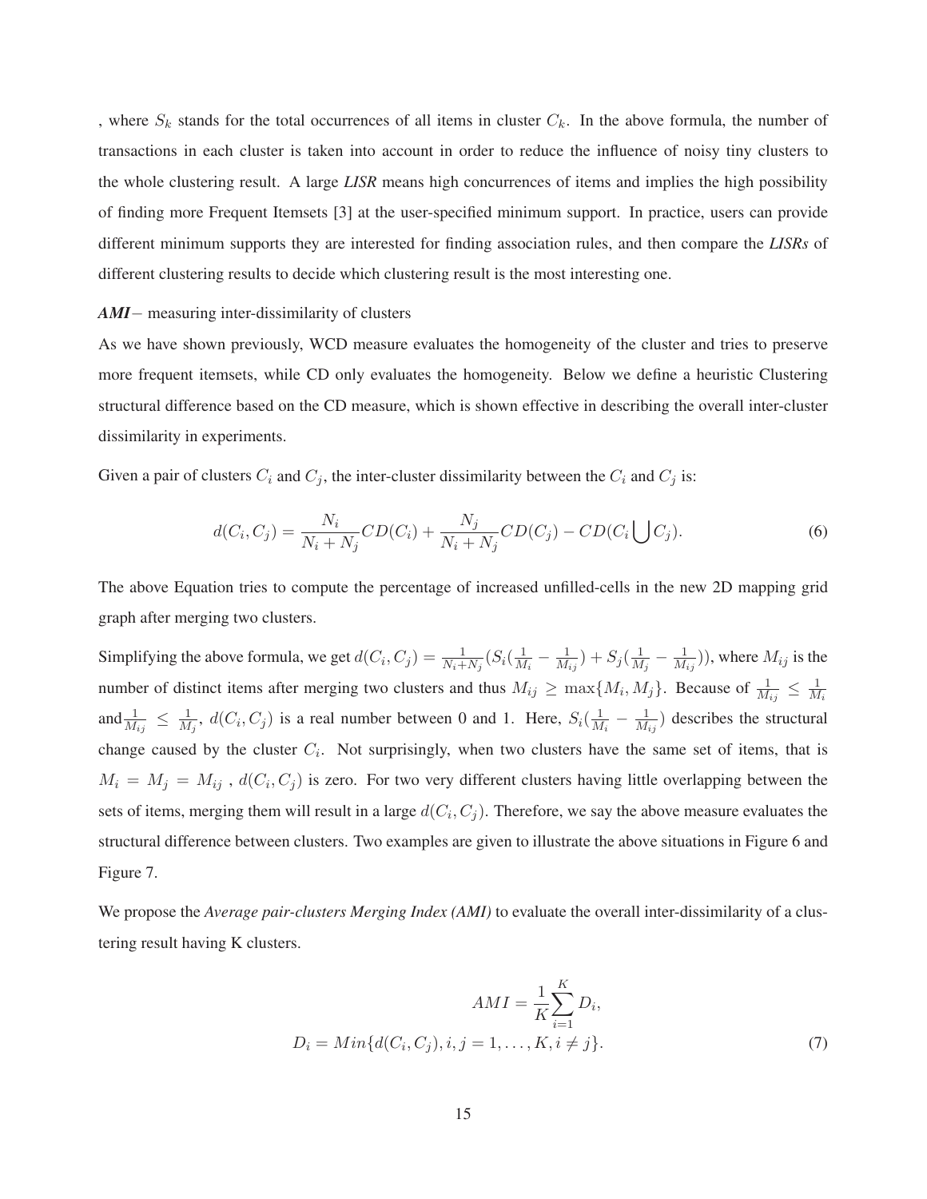, where $S_k$ stands for the total occurrences of all items in cluster $C_k$. In the above formula, the number of transactions in each cluster is taken into account in order to reduce the influence of noisy tiny clusters to the whole clustering result. A large ***LISR*** means high concurrences of items and implies the high possibility of finding more Frequent Itemsets [3] at the user-specified minimum support. In practice, users can provide different minimum supports they are interested for finding association rules, and then compare the ***LISRs*** of different clustering results to decide which clustering result is the most interesting one.

***AMI***− measuring inter-dissimilarity of clusters

As we have shown previously, WCD measure evaluates the homogeneity of the cluster and tries to preserve more frequent itemsets, while CD only evaluates the homogeneity. Below we define a heuristic Clustering structural difference based on the CD measure, which is shown effective in describing the overall inter-cluster dissimilarity in experiments.

Given a pair of clusters $C_i$ and $C_j$, the inter-cluster dissimilarity between the $C_i$ and $C_j$ is:

$$d(C_i, C_j) = \frac{N_i}{N_i + N_j} CD(C_i) + \frac{N_j}{N_i + N_j} CD(C_j) - CD(C_i \bigcup C_j). \tag{6}$$

The above Equation tries to compute the percentage of increased unfilled-cells in the new 2D mapping grid graph after merging two clusters.

Simplifying the above formula, we get $d(C_i, C_j) = \frac{1}{N_i+N_j}(S_i(\frac{1}{M_i} - \frac{1}{M_{ij}}) + S_j(\frac{1}{M_j} - \frac{1}{M_{ij}}))$, where $M_{ij}$ is the number of distinct items after merging two clusters and thus $M_{ij} \geq \max\{M_i, M_j\}$. Because of $\frac{1}{M_{ij}} \leq \frac{1}{M_i}$ and $\frac{1}{M_{ij}} \leq \frac{1}{M_j}$, $d(C_i, C_j)$ is a real number between 0 and 1. Here, $S_i(\frac{1}{M_i} - \frac{1}{M_{ij}})$ describes the structural change caused by the cluster $C_i$. Not surprisingly, when two clusters have the same set of items, that is $M_i = M_j = M_{ij}$ , $d(C_i, C_j)$ is zero. For two very different clusters having little overlapping between the sets of items, merging them will result in a large $d(C_i, C_j)$. Therefore, we say the above measure evaluates the structural difference between clusters. Two examples are given to illustrate the above situations in Figure 6 and Figure 7.

We propose the *Average pair-clusters Merging Index (AMI)* to evaluate the overall inter-dissimilarity of a clustering result having K clusters.

$$AMI = \frac{1}{K} \sum_{i=1}^{K} D_i,$$
$$D_i = Min\{d(C_i, C_j), i, j = 1, \ldots, K, i \neq j\}. \tag{7}$$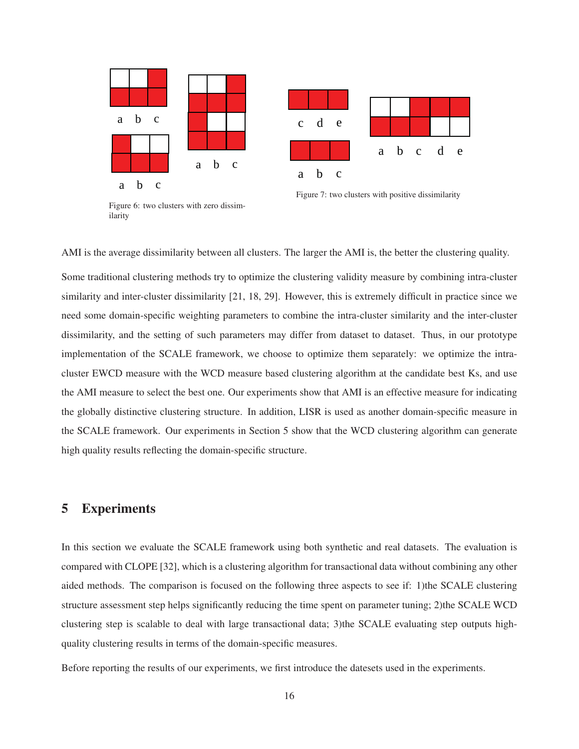Figure 6: two clusters with zero dissimilarity

Figure 7: two clusters with positive dissimilarity

AMI is the average dissimilarity between all clusters. The larger the AMI is, the better the clustering quality.

Some traditional clustering methods try to optimize the clustering validity measure by combining intra-cluster similarity and inter-cluster dissimilarity [21, 18, 29]. However, this is extremely difficult in practice since we need some domain-specific weighting parameters to combine the intra-cluster similarity and the inter-cluster dissimilarity, and the setting of such parameters may differ from dataset to dataset. Thus, in our prototype implementation of the SCALE framework, we choose to optimize them separately: we optimize the intra-cluster EWCD measure with the WCD measure based clustering algorithm at the candidate best Ks, and use the AMI measure to select the best one. Our experiments show that AMI is an effective measure for indicating the globally distinctive clustering structure. In addition, LISR is used as another domain-specific measure in the SCALE framework. Our experiments in Section 5 show that the WCD clustering algorithm can generate high quality results reflecting the domain-specific structure.

## 5 Experiments

In this section we evaluate the SCALE framework using both synthetic and real datasets. The evaluation is compared with CLOPE [32], which is a clustering algorithm for transactional data without combining any other aided methods. The comparison is focused on the following three aspects to see if: 1)the SCALE clustering structure assessment step helps significantly reducing the time spent on parameter tuning; 2)the SCALE WCD clustering step is scalable to deal with large transactional data; 3)the SCALE evaluating step outputs high-quality clustering results in terms of the domain-specific measures.

Before reporting the results of our experiments, we first introduce the datasets used in the experiments.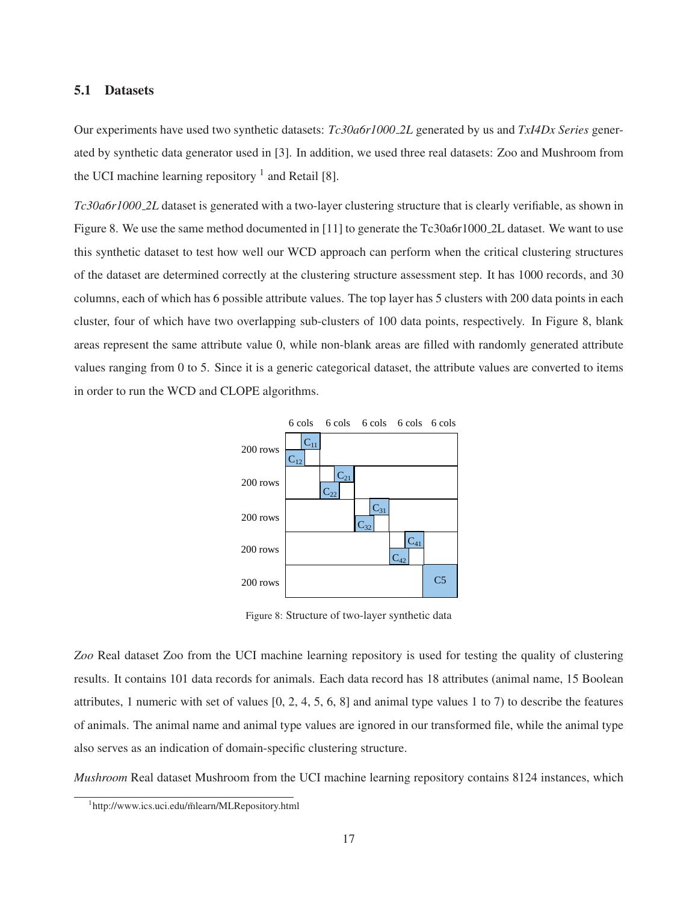### 5.1 Datasets

Our experiments have used two synthetic datasets: *Tc30a6r1000_2L* generated by us and *TxI4Dx Series* generated by synthetic data generator used in [3]. In addition, we used three real datasets: Zoo and Mushroom from the UCI machine learning repository [1] and Retail [8].

*Tc30a6r1000_2L* dataset is generated with a two-layer clustering structure that is clearly verifiable, as shown in Figure 8. We use the same method documented in [11] to generate the Tc30a6r1000_2L dataset. We want to use this synthetic dataset to test how well our WCD approach can perform when the critical clustering structures of the dataset are determined correctly at the clustering structure assessment step. It has 1000 records, and 30 columns, each of which has 6 possible attribute values. The top layer has 5 clusters with 200 data points in each cluster, four of which have two overlapping sub-clusters of 100 data points, respectively. In Figure 8, blank areas represent the same attribute value 0, while non-blank areas are filled with randomly generated attribute values ranging from 0 to 5. Since it is a generic categorical dataset, the attribute values are converted to items in order to run the WCD and CLOPE algorithms.

| | 6 cols | 6 cols | 6 cols | 6 cols | 6 cols |
|---|---|---|---|---|---|
| 200 rows | $C_{11}$, $C_{12}$ | | | | |
| 200 rows | | $C_{21}$, $C_{22}$ | | | |
| 200 rows | | | $C_{31}$, $C_{32}$ | | |
| 200 rows | | | | $C_{41}$, $C_{42}$ | |
| 200 rows | | | | | C5 |

Figure 8: Structure of two-layer synthetic data

*Zoo* Real dataset Zoo from the UCI machine learning repository is used for testing the quality of clustering results. It contains 101 data records for animals. Each data record has 18 attributes (animal name, 15 Boolean attributes, 1 numeric with set of values [0, 2, 4, 5, 6, 8] and animal type values 1 to 7) to describe the features of animals. The animal name and animal type values are ignored in our transformed file, while the animal type also serves as an indication of domain-specific clustering structure.

*Mushroom* Real dataset Mushroom from the UCI machine learning repository contains 8124 instances, which

[1] http://www.ics.uci.edu/~mlearn/MLRepository.html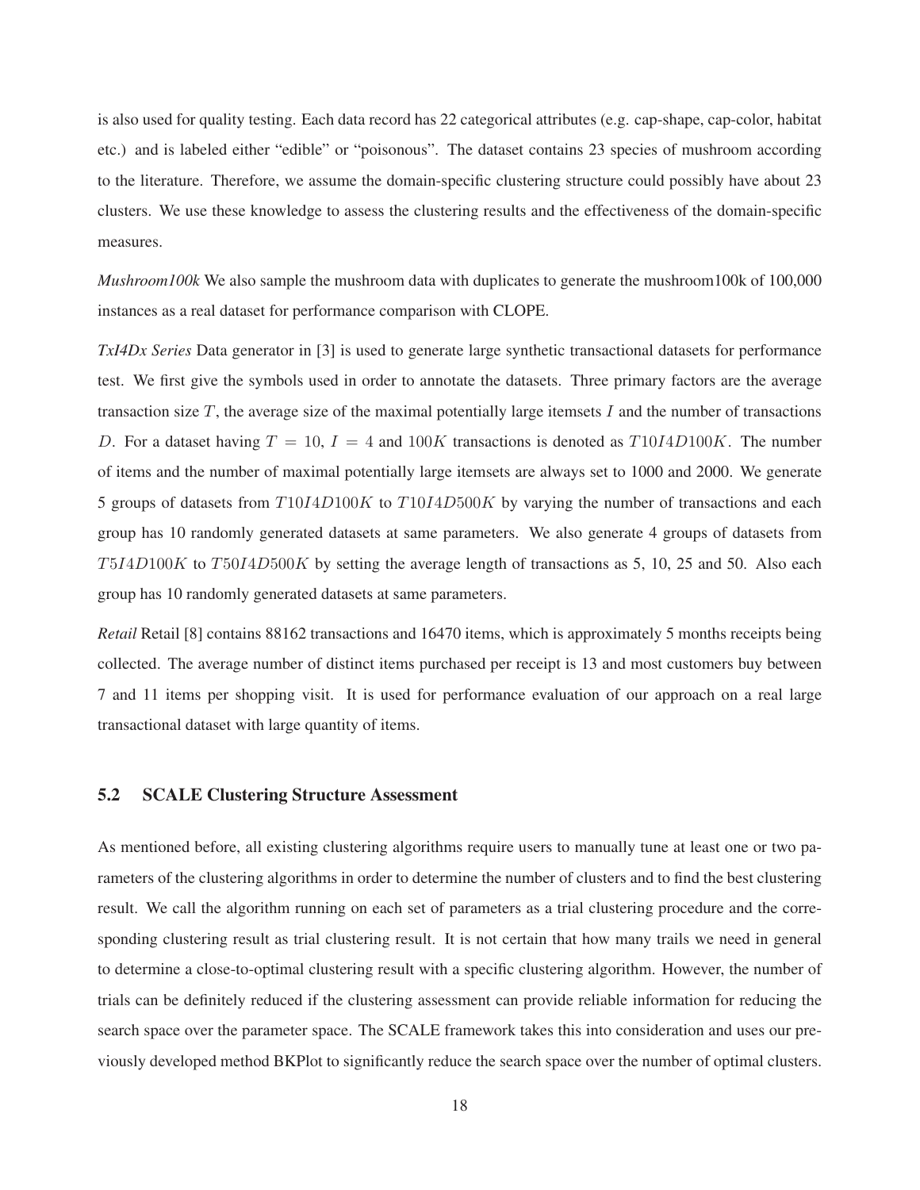is also used for quality testing. Each data record has 22 categorical attributes (e.g. cap-shape, cap-color, habitat etc.) and is labeled either "edible" or "poisonous". The dataset contains 23 species of mushroom according to the literature. Therefore, we assume the domain-specific clustering structure could possibly have about 23 clusters. We use these knowledge to assess the clustering results and the effectiveness of the domain-specific measures.

*Mushroom100k* We also sample the mushroom data with duplicates to generate the mushroom100k of 100,000 instances as a real dataset for performance comparison with CLOPE.

*TxI4Dx Series* Data generator in [3] is used to generate large synthetic transactional datasets for performance test. We first give the symbols used in order to annotate the datasets. Three primary factors are the average transaction size $T$, the average size of the maximal potentially large itemsets $I$ and the number of transactions $D$. For a dataset having $T = 10$, $I = 4$ and $100K$ transactions is denoted as $T10I4D100K$. The number of items and the number of maximal potentially large itemsets are always set to 1000 and 2000. We generate 5 groups of datasets from $T10I4D100K$ to $T10I4D500K$ by varying the number of transactions and each group has 10 randomly generated datasets at same parameters. We also generate 4 groups of datasets from $T5I4D100K$ to $T50I4D500K$ by setting the average length of transactions as 5, 10, 25 and 50. Also each group has 10 randomly generated datasets at same parameters.

*Retail* Retail [8] contains 88162 transactions and 16470 items, which is approximately 5 months receipts being collected. The average number of distinct items purchased per receipt is 13 and most customers buy between 7 and 11 items per shopping visit. It is used for performance evaluation of our approach on a real large transactional dataset with large quantity of items.

### 5.2 SCALE Clustering Structure Assessment

As mentioned before, all existing clustering algorithms require users to manually tune at least one or two parameters of the clustering algorithms in order to determine the number of clusters and to find the best clustering result. We call the algorithm running on each set of parameters as a trial clustering procedure and the corresponding clustering result as trial clustering result. It is not certain that how many trails we need in general to determine a close-to-optimal clustering result with a specific clustering algorithm. However, the number of trials can be definitely reduced if the clustering assessment can provide reliable information for reducing the search space over the parameter space. The SCALE framework takes this into consideration and uses our previously developed method BKPlot to significantly reduce the search space over the number of optimal clusters.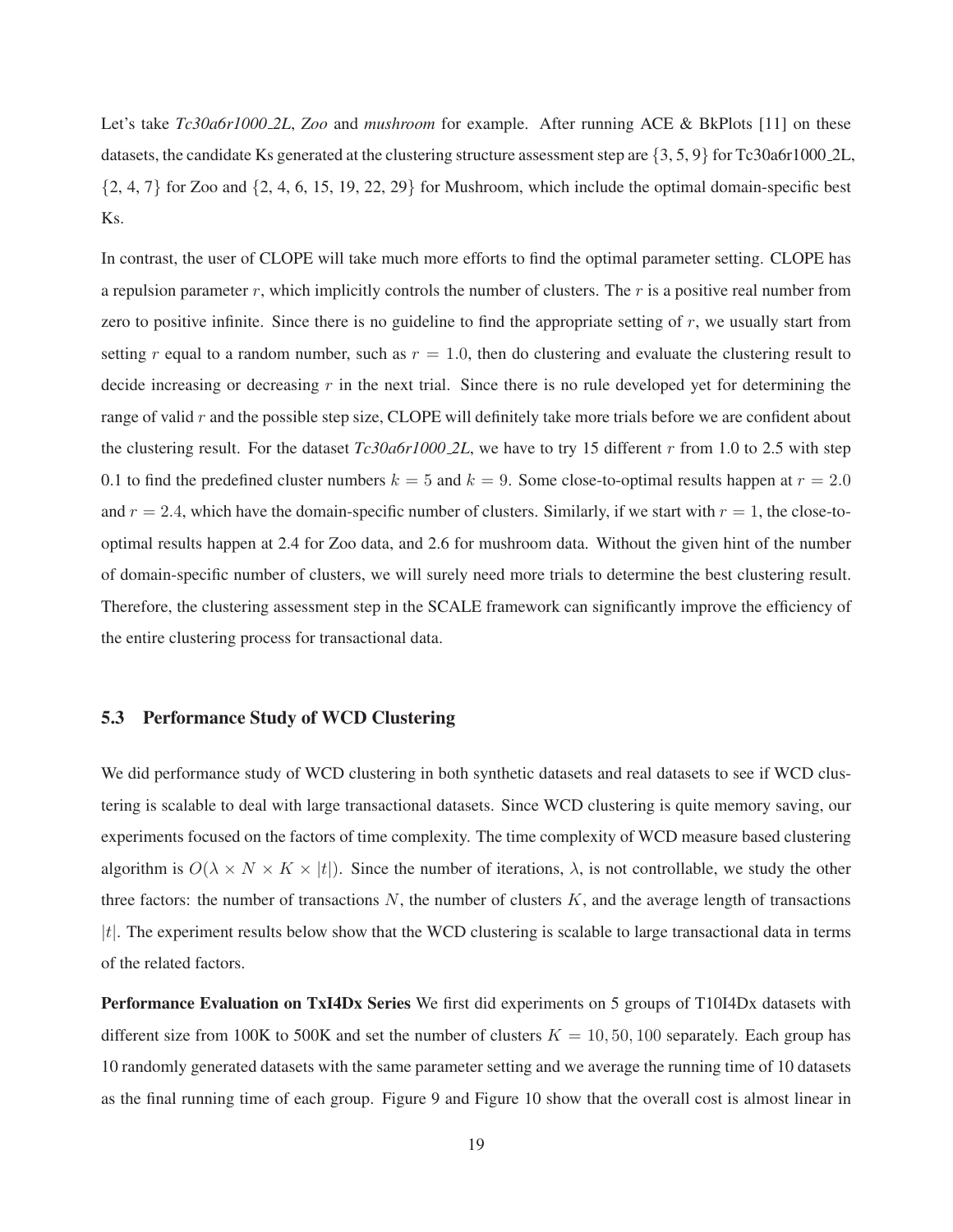Let's take *Tc30a6r1000_2L*, *Zoo* and *mushroom* for example. After running ACE & BkPlots [11] on these datasets, the candidate Ks generated at the clustering structure assessment step are {3, 5, 9} for Tc30a6r1000_2L, {2, 4, 7} for Zoo and {2, 4, 6, 15, 19, 22, 29} for Mushroom, which include the optimal domain-specific best Ks.

In contrast, the user of CLOPE will take much more efforts to find the optimal parameter setting. CLOPE has a repulsion parameter $r$, which implicitly controls the number of clusters. The $r$ is a positive real number from zero to positive infinite. Since there is no guideline to find the appropriate setting of $r$, we usually start from setting $r$ equal to a random number, such as $r = 1.0$, then do clustering and evaluate the clustering result to decide increasing or decreasing $r$ in the next trial. Since there is no rule developed yet for determining the range of valid $r$ and the possible step size, CLOPE will definitely take more trials before we are confident about the clustering result. For the dataset *Tc30a6r1000_2L*, we have to try 15 different $r$ from 1.0 to 2.5 with step 0.1 to find the predefined cluster numbers $k = 5$ and $k = 9$. Some close-to-optimal results happen at $r = 2.0$ and $r = 2.4$, which have the domain-specific number of clusters. Similarly, if we start with $r = 1$, the close-to-optimal results happen at 2.4 for Zoo data, and 2.6 for mushroom data. Without the given hint of the number of domain-specific number of clusters, we will surely need more trials to determine the best clustering result. Therefore, the clustering assessment step in the SCALE framework can significantly improve the efficiency of the entire clustering process for transactional data.

### 5.3 Performance Study of WCD Clustering

We did performance study of WCD clustering in both synthetic datasets and real datasets to see if WCD clustering is scalable to deal with large transactional datasets. Since WCD clustering is quite memory saving, our experiments focused on the factors of time complexity. The time complexity of WCD measure based clustering algorithm is $O(\lambda \times N \times K \times |t|)$. Since the number of iterations, $\lambda$, is not controllable, we study the other three factors: the number of transactions $N$, the number of clusters $K$, and the average length of transactions $|t|$. The experiment results below show that the WCD clustering is scalable to large transactional data in terms of the related factors.

**Performance Evaluation on TxI4Dx Series** We first did experiments on 5 groups of T10I4Dx datasets with different size from 100K to 500K and set the number of clusters $K = 10, 50, 100$ separately. Each group has 10 randomly generated datasets with the same parameter setting and we average the running time of 10 datasets as the final running time of each group. Figure 9 and Figure 10 show that the overall cost is almost linear in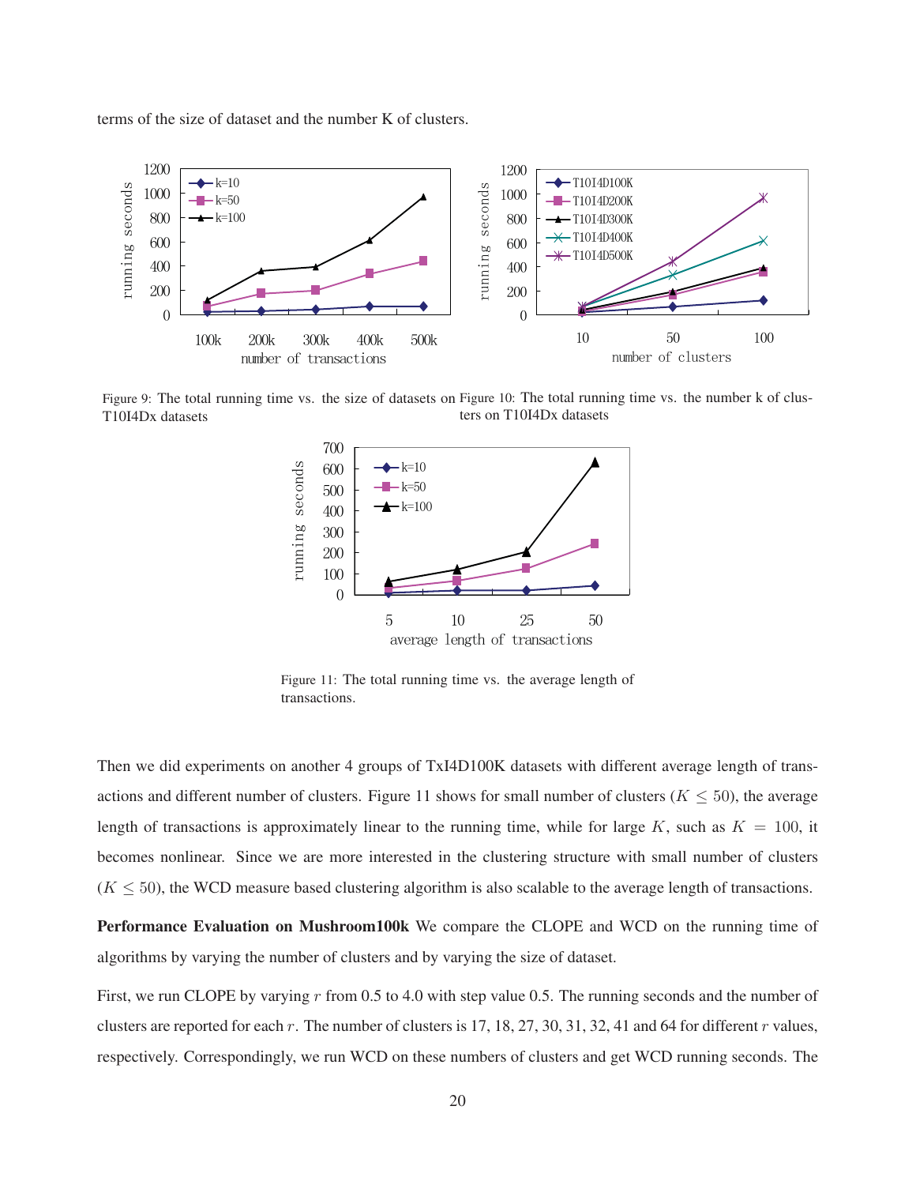terms of the size of dataset and the number K of clusters.

Figure 9: The total running time vs. the size of datasets on T10I4Dx datasets

Figure 10: The total running time vs. the number k of clusters on T10I4Dx datasets

Figure 11: The total running time vs. the average length of transactions.

Then we did experiments on another 4 groups of TxI4D100K datasets with different average length of transactions and different number of clusters. Figure 11 shows for small number of clusters ($K \leq 50$), the average length of transactions is approximately linear to the running time, while for large $K$, such as $K = 100$, it becomes nonlinear. Since we are more interested in the clustering structure with small number of clusters ($K \leq 50$), the WCD measure based clustering algorithm is also scalable to the average length of transactions.

**Performance Evaluation on Mushroom100k** We compare the CLOPE and WCD on the running time of algorithms by varying the number of clusters and by varying the size of dataset.

First, we run CLOPE by varying $r$ from 0.5 to 4.0 with step value 0.5. The running seconds and the number of clusters are reported for each $r$. The number of clusters is 17, 18, 27, 30, 31, 32, 41 and 64 for different $r$ values, respectively. Correspondingly, we run WCD on these numbers of clusters and get WCD running seconds. The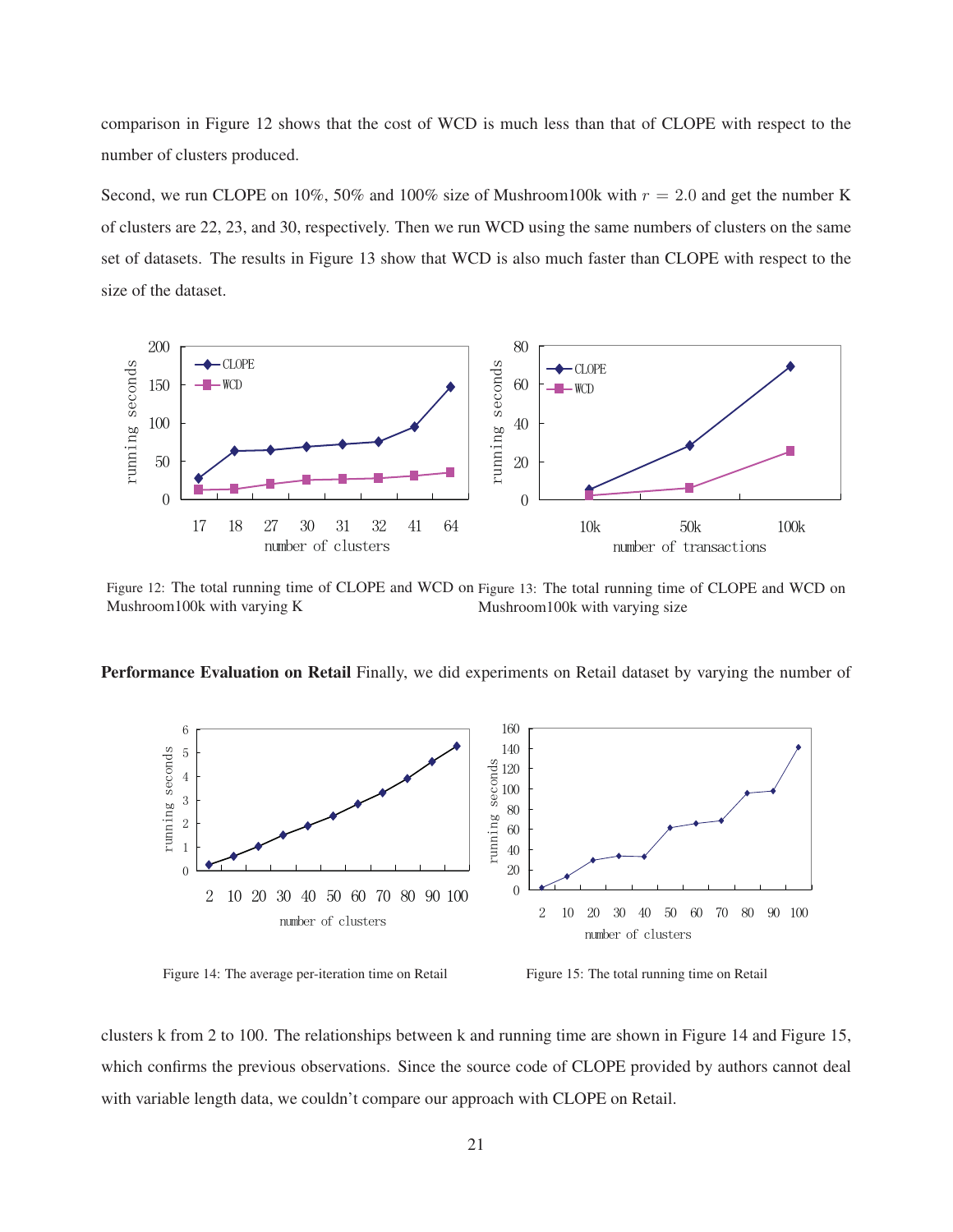comparison in Figure 12 shows that the cost of WCD is much less than that of CLOPE with respect to the number of clusters produced.

Second, we run CLOPE on 10%, 50% and 100% size of Mushroom100k with $r = 2.0$ and get the number K of clusters are 22, 23, and 30, respectively. Then we run WCD using the same numbers of clusters on the same set of datasets. The results in Figure 13 show that WCD is also much faster than CLOPE with respect to the size of the dataset.

Figure 12: The total running time of CLOPE and WCD on Mushroom100k with varying K

Figure 13: The total running time of CLOPE and WCD on Mushroom100k with varying size

**Performance Evaluation on Retail** Finally, we did experiments on Retail dataset by varying the number of clusters k from 2 to 100. The relationships between k and running time are shown in Figure 14 and Figure 15, which confirms the previous observations. Since the source code of CLOPE provided by authors cannot deal with variable length data, we couldn't compare our approach with CLOPE on Retail.

Figure 14: The average per-iteration time on Retail

Figure 15: The total running time on Retail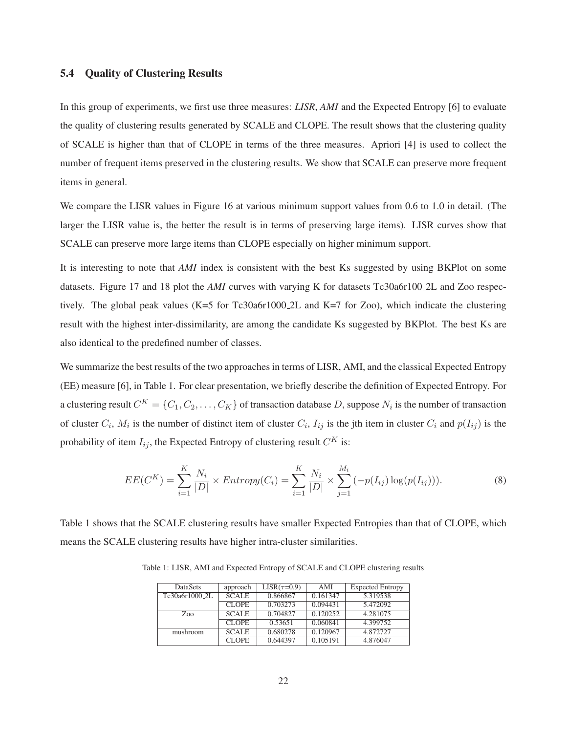### 5.4 Quality of Clustering Results

In this group of experiments, we first use three measures: ***LISR***, ***AMI*** and the Expected Entropy [6] to evaluate the quality of clustering results generated by SCALE and CLOPE. The result shows that the clustering quality of SCALE is higher than that of CLOPE in terms of the three measures. Apriori [4] is used to collect the number of frequent items preserved in the clustering results. We show that SCALE can preserve more frequent items in general.

We compare the LISR values in Figure 16 at various minimum support values from 0.6 to 1.0 in detail. (The larger the LISR value is, the better the result is in terms of preserving large items). LISR curves show that SCALE can preserve more large items than CLOPE especially on higher minimum support.

It is interesting to note that *AMI* index is consistent with the best Ks suggested by using BKPlot on some datasets. Figure 17 and 18 plot the *AMI* curves with varying K for datasets Tc30a6r100_2L and Zoo respectively. The global peak values (K=5 for Tc30a6r1000_2L and K=7 for Zoo), which indicate the clustering result with the highest inter-dissimilarity, are among the candidate Ks suggested by BKPlot. The best Ks are also identical to the predefined number of classes.

We summarize the best results of the two approaches in terms of LISR, AMI, and the classical Expected Entropy (EE) measure [6], in Table 1. For clear presentation, we briefly describe the definition of Expected Entropy. For a clustering result $C^K = \{C_1, C_2, \ldots, C_K\}$ of transaction database $D$, suppose $N_i$ is the number of transaction of cluster $C_i$, $M_i$ is the number of distinct item of cluster $C_i$, $I_{ij}$ is the jth item in cluster $C_i$ and $p(I_{ij})$ is the probability of item $I_{ij}$, the Expected Entropy of clustering result $C^K$ is:

$$EE(C^K) = \sum_{i=1}^{K} \frac{N_i}{|D|} \times Entropy(C_i) = \sum_{i=1}^{K} \frac{N_i}{|D|} \times \sum_{j=1}^{M_i} (-p(I_{ij}) \log(p(I_{ij}))). \tag{8}$$

Table 1 shows that the SCALE clustering results have smaller Expected Entropies than that of CLOPE, which means the SCALE clustering results have higher intra-cluster similarities.

Table 1: LISR, AMI and Expected Entropy of SCALE and CLOPE clustering results

| DataSets | approach | LISR($\tau$=0.9) | AMI | Expected Entropy |
|---|---|---|---|---|
| Tc30a6r1000_2L | SCALE | 0.866867 | 0.161347 | 5.319538 |
| | CLOPE | 0.703273 | 0.094431 | 5.472092 |
| Zoo | SCALE | 0.704827 | 0.120252 | 4.281075 |
| | CLOPE | 0.53651 | 0.060841 | 4.399752 |
| mushroom | SCALE | 0.680278 | 0.120967 | 4.872727 |
| | CLOPE | 0.644397 | 0.105191 | 4.876047 |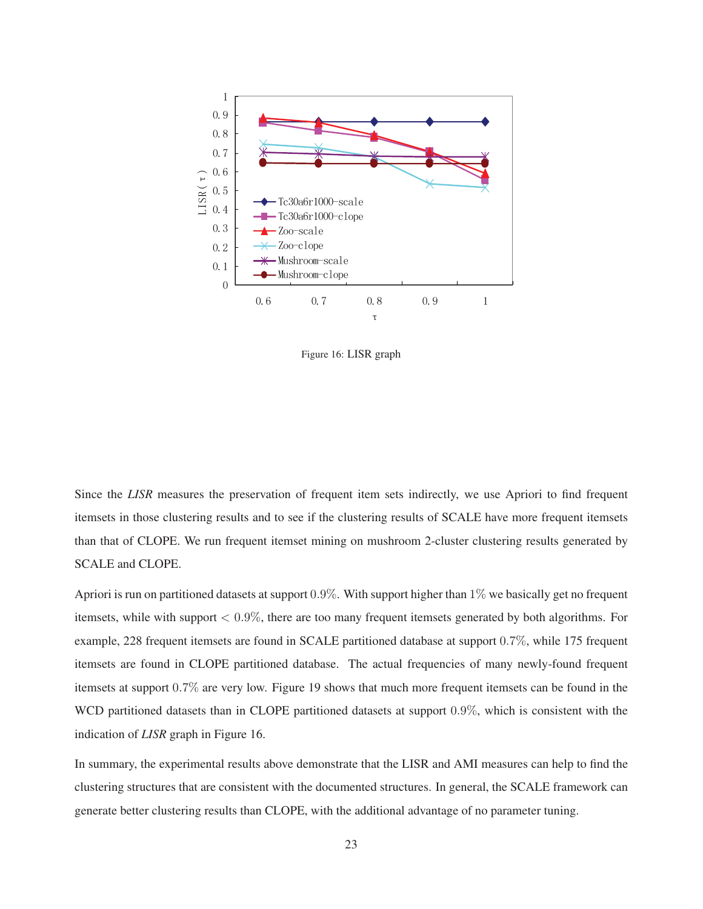Figure 16: LISR graph

Since the *LISR* measures the preservation of frequent item sets indirectly, we use Apriori to find frequent itemsets in those clustering results and to see if the clustering results of SCALE have more frequent itemsets than that of CLOPE. We run frequent itemset mining on mushroom 2-cluster clustering results generated by SCALE and CLOPE.

Apriori is run on partitioned datasets at support $0.9\%$. With support higher than $1\%$ we basically get no frequent itemsets, while with support $< 0.9\%$, there are too many frequent itemsets generated by both algorithms. For example, 228 frequent itemsets are found in SCALE partitioned database at support $0.7\%$, while 175 frequent itemsets are found in CLOPE partitioned database. The actual frequencies of many newly-found frequent itemsets at support $0.7\%$ are very low. Figure 19 shows that much more frequent itemsets can be found in the WCD partitioned datasets than in CLOPE partitioned datasets at support $0.9\%$, which is consistent with the indication of *LISR* graph in Figure 16.

In summary, the experimental results above demonstrate that the LISR and AMI measures can help to find the clustering structures that are consistent with the documented structures. In general, the SCALE framework can generate better clustering results than CLOPE, with the additional advantage of no parameter tuning.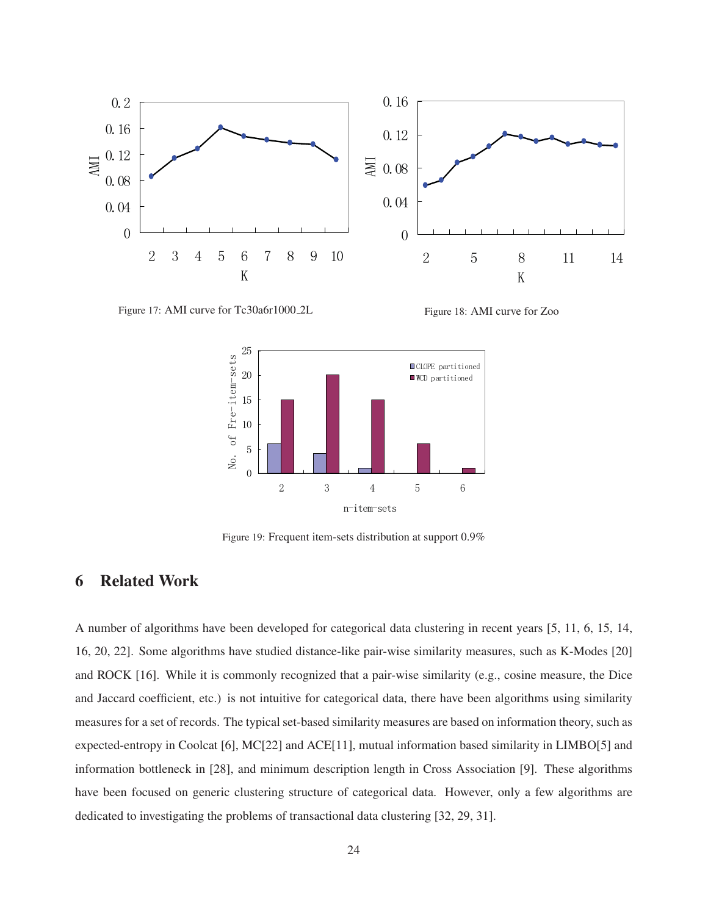Figure 17: AMI curve for Tc30a6r1000_2L

Figure 18: AMI curve for Zoo

Figure 19: Frequent item-sets distribution at support 0.9%

## 6 Related Work

A number of algorithms have been developed for categorical data clustering in recent years [5, 11, 6, 15, 14, 16, 20, 22]. Some algorithms have studied distance-like pair-wise similarity measures, such as K-Modes [20] and ROCK [16]. While it is commonly recognized that a pair-wise similarity (e.g., cosine measure, the Dice and Jaccard coefficient, etc.) is not intuitive for categorical data, there have been algorithms using similarity measures for a set of records. The typical set-based similarity measures are based on information theory, such as expected-entropy in Coolcat [6], MC[22] and ACE[11], mutual information based similarity in LIMBO[5] and information bottleneck in [28], and minimum description length in Cross Association [9]. These algorithms have been focused on generic clustering structure of categorical data. However, only a few algorithms are dedicated to investigating the problems of transactional data clustering [32, 29, 31].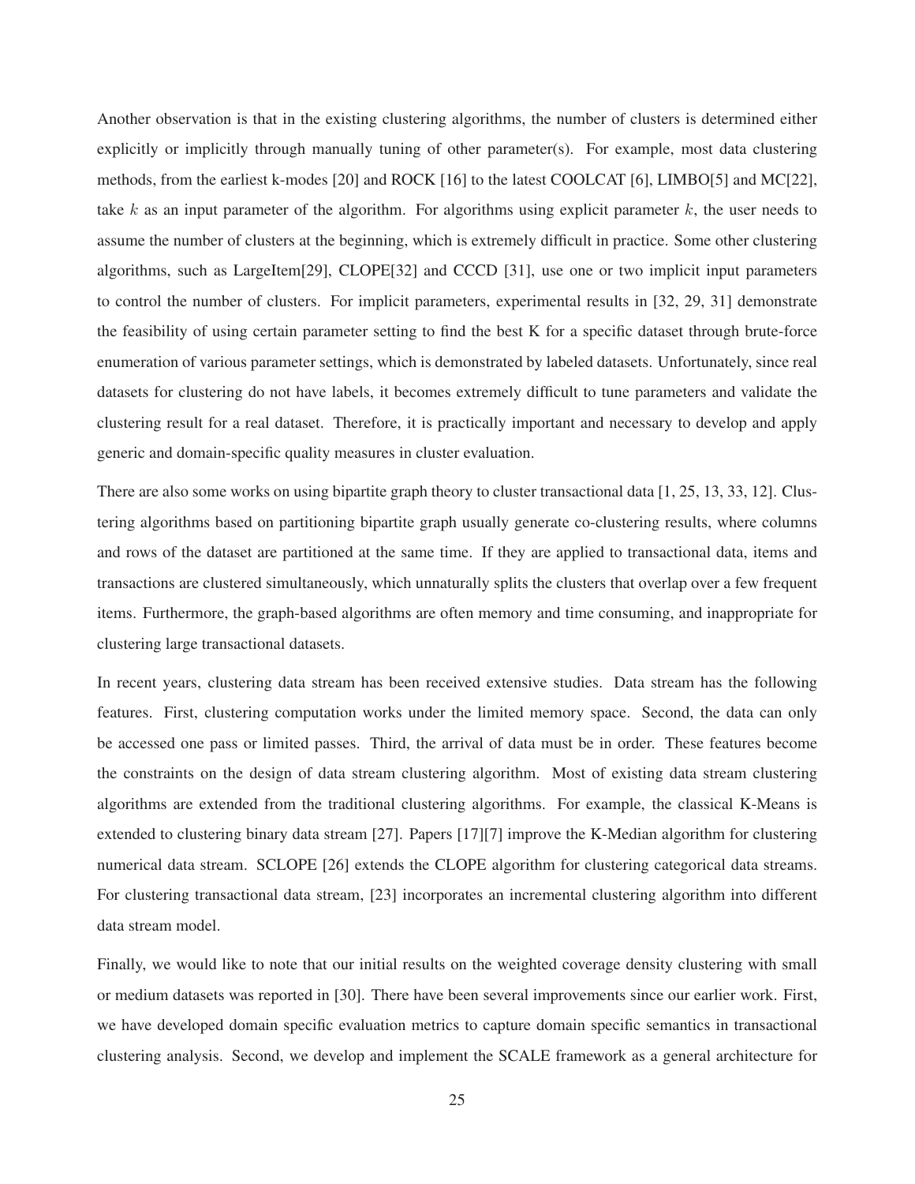Another observation is that in the existing clustering algorithms, the number of clusters is determined either explicitly or implicitly through manually tuning of other parameter(s). For example, most data clustering methods, from the earliest k-modes [20] and ROCK [16] to the latest COOLCAT [6], LIMBO[5] and MC[22], take $k$ as an input parameter of the algorithm. For algorithms using explicit parameter $k$, the user needs to assume the number of clusters at the beginning, which is extremely difficult in practice. Some other clustering algorithms, such as LargeItem[29], CLOPE[32] and CCCD [31], use one or two implicit input parameters to control the number of clusters. For implicit parameters, experimental results in [32, 29, 31] demonstrate the feasibility of using certain parameter setting to find the best K for a specific dataset through brute-force enumeration of various parameter settings, which is demonstrated by labeled datasets. Unfortunately, since real datasets for clustering do not have labels, it becomes extremely difficult to tune parameters and validate the clustering result for a real dataset. Therefore, it is practically important and necessary to develop and apply generic and domain-specific quality measures in cluster evaluation.

There are also some works on using bipartite graph theory to cluster transactional data [1, 25, 13, 33, 12]. Clustering algorithms based on partitioning bipartite graph usually generate co-clustering results, where columns and rows of the dataset are partitioned at the same time. If they are applied to transactional data, items and transactions are clustered simultaneously, which unnaturally splits the clusters that overlap over a few frequent items. Furthermore, the graph-based algorithms are often memory and time consuming, and inappropriate for clustering large transactional datasets.

In recent years, clustering data stream has been received extensive studies. Data stream has the following features. First, clustering computation works under the limited memory space. Second, the data can only be accessed one pass or limited passes. Third, the arrival of data must be in order. These features become the constraints on the design of data stream clustering algorithm. Most of existing data stream clustering algorithms are extended from the traditional clustering algorithms. For example, the classical K-Means is extended to clustering binary data stream [27]. Papers [17][7] improve the K-Median algorithm for clustering numerical data stream. SCLOPE [26] extends the CLOPE algorithm for clustering categorical data streams. For clustering transactional data stream, [23] incorporates an incremental clustering algorithm into different data stream model.

Finally, we would like to note that our initial results on the weighted coverage density clustering with small or medium datasets was reported in [30]. There have been several improvements since our earlier work. First, we have developed domain specific evaluation metrics to capture domain specific semantics in transactional clustering analysis. Second, we develop and implement the SCALE framework as a general architecture for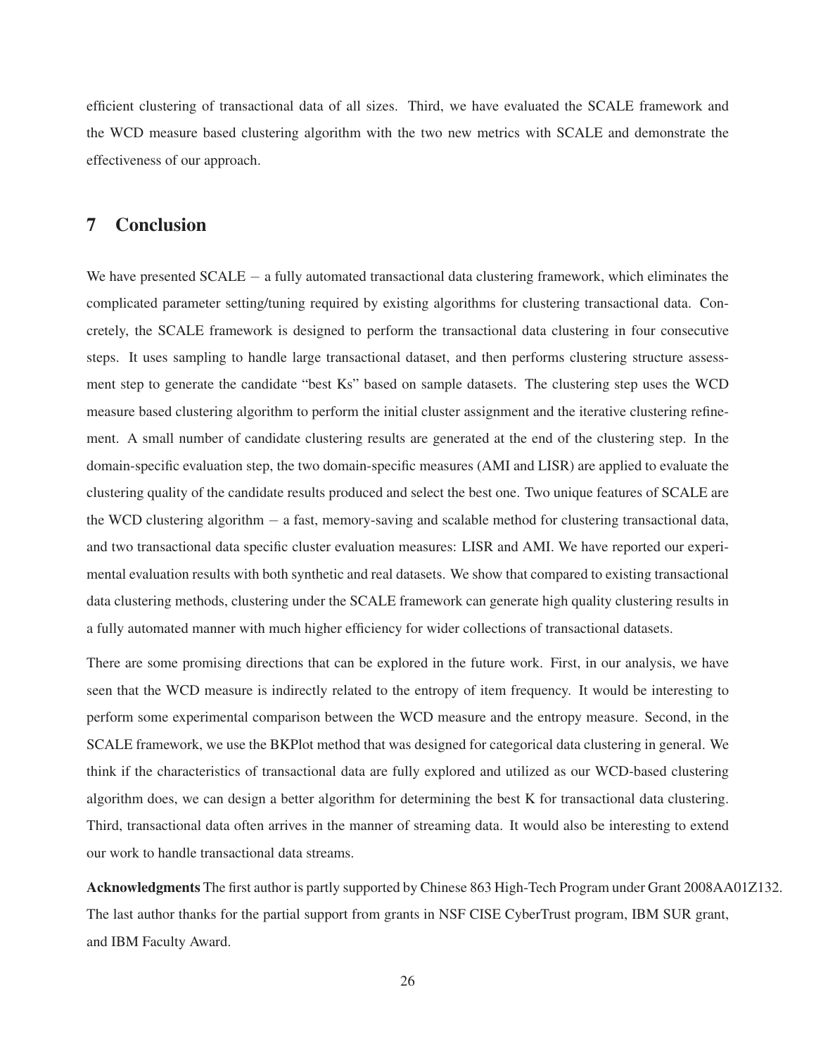efficient clustering of transactional data of all sizes. Third, we have evaluated the SCALE framework and the WCD measure based clustering algorithm with the two new metrics with SCALE and demonstrate the effectiveness of our approach.

## 7 Conclusion

We have presented SCALE − a fully automated transactional data clustering framework, which eliminates the complicated parameter setting/tuning required by existing algorithms for clustering transactional data. Concretely, the SCALE framework is designed to perform the transactional data clustering in four consecutive steps. It uses sampling to handle large transactional dataset, and then performs clustering structure assessment step to generate the candidate "best Ks" based on sample datasets. The clustering step uses the WCD measure based clustering algorithm to perform the initial cluster assignment and the iterative clustering refinement. A small number of candidate clustering results are generated at the end of the clustering step. In the domain-specific evaluation step, the two domain-specific measures (AMI and LISR) are applied to evaluate the clustering quality of the candidate results produced and select the best one. Two unique features of SCALE are the WCD clustering algorithm − a fast, memory-saving and scalable method for clustering transactional data, and two transactional data specific cluster evaluation measures: LISR and AMI. We have reported our experimental evaluation results with both synthetic and real datasets. We show that compared to existing transactional data clustering methods, clustering under the SCALE framework can generate high quality clustering results in a fully automated manner with much higher efficiency for wider collections of transactional datasets.

There are some promising directions that can be explored in the future work. First, in our analysis, we have seen that the WCD measure is indirectly related to the entropy of item frequency. It would be interesting to perform some experimental comparison between the WCD measure and the entropy measure. Second, in the SCALE framework, we use the BKPlot method that was designed for categorical data clustering in general. We think if the characteristics of transactional data are fully explored and utilized as our WCD-based clustering algorithm does, we can design a better algorithm for determining the best K for transactional data clustering. Third, transactional data often arrives in the manner of streaming data. It would also be interesting to extend our work to handle transactional data streams.

**Acknowledgments** The first author is partly supported by Chinese 863 High-Tech Program under Grant 2008AA01Z132. The last author thanks for the partial support from grants in NSF CISE CyberTrust program, IBM SUR grant, and IBM Faculty Award.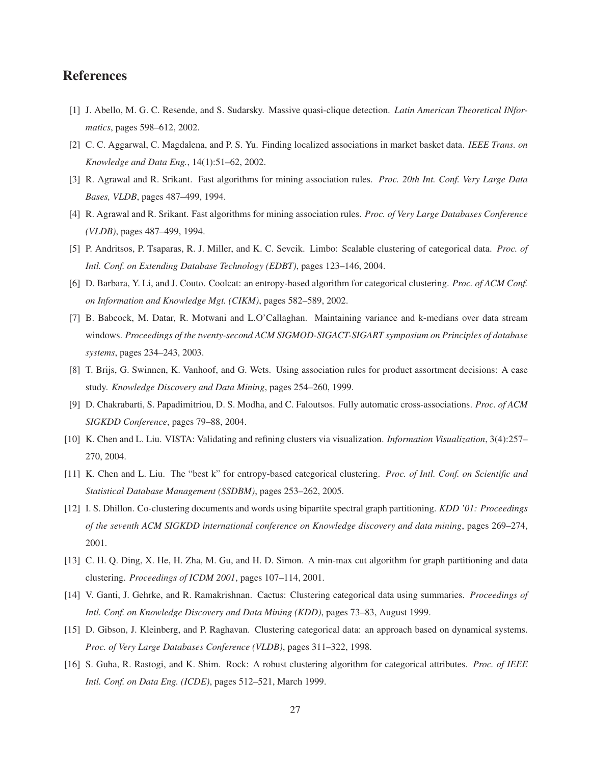# References

[1] J. Abello, M. G. C. Resende, and S. Sudarsky. Massive quasi-clique detection. *Latin American Theoretical INformatics*, pages 598–612, 2002.

[2] C. C. Aggarwal, C. Magdalena, and P. S. Yu. Finding localized associations in market basket data. *IEEE Trans. on Knowledge and Data Eng.*, 14(1):51–62, 2002.

[3] R. Agrawal and R. Srikant. Fast algorithms for mining association rules. *Proc. 20th Int. Conf. Very Large Data Bases, VLDB*, pages 487–499, 1994.

[4] R. Agrawal and R. Srikant. Fast algorithms for mining association rules. *Proc. of Very Large Databases Conference (VLDB)*, pages 487–499, 1994.

[5] P. Andritsos, P. Tsaparas, R. J. Miller, and K. C. Sevcik. Limbo: Scalable clustering of categorical data. *Proc. of Intl. Conf. on Extending Database Technology (EDBT)*, pages 123–146, 2004.

[6] D. Barbara, Y. Li, and J. Couto. Coolcat: an entropy-based algorithm for categorical clustering. *Proc. of ACM Conf. on Information and Knowledge Mgt. (CIKM)*, pages 582–589, 2002.

[7] B. Babcock, M. Datar, R. Motwani and L.O'Callaghan. Maintaining variance and k-medians over data stream windows. *Proceedings of the twenty-second ACM SIGMOD-SIGACT-SIGART symposium on Principles of database systems*, pages 234–243, 2003.

[8] T. Brijs, G. Swinnen, K. Vanhoof, and G. Wets. Using association rules for product assortment decisions: A case study. *Knowledge Discovery and Data Mining*, pages 254–260, 1999.

[9] D. Chakrabarti, S. Papadimitriou, D. S. Modha, and C. Faloutsos. Fully automatic cross-associations. *Proc. of ACM SIGKDD Conference*, pages 79–88, 2004.

[10] K. Chen and L. Liu. VISTA: Validating and refining clusters via visualization. *Information Visualization*, 3(4):257–270, 2004.

[11] K. Chen and L. Liu. The "best k" for entropy-based categorical clustering. *Proc. of Intl. Conf. on Scientific and Statistical Database Management (SSDBM)*, pages 253–262, 2005.

[12] I. S. Dhillon. Co-clustering documents and words using bipartite spectral graph partitioning. *KDD '01: Proceedings of the seventh ACM SIGKDD international conference on Knowledge discovery and data mining*, pages 269–274, 2001.

[13] C. H. Q. Ding, X. He, H. Zha, M. Gu, and H. D. Simon. A min-max cut algorithm for graph partitioning and data clustering. *Proceedings of ICDM 2001*, pages 107–114, 2001.

[14] V. Ganti, J. Gehrke, and R. Ramakrishnan. Cactus: Clustering categorical data using summaries. *Proceedings of Intl. Conf. on Knowledge Discovery and Data Mining (KDD)*, pages 73–83, August 1999.

[15] D. Gibson, J. Kleinberg, and P. Raghavan. Clustering categorical data: an approach based on dynamical systems. *Proc. of Very Large Databases Conference (VLDB)*, pages 311–322, 1998.

[16] S. Guha, R. Rastogi, and K. Shim. Rock: A robust clustering algorithm for categorical attributes. *Proc. of IEEE Intl. Conf. on Data Eng. (ICDE)*, pages 512–521, March 1999.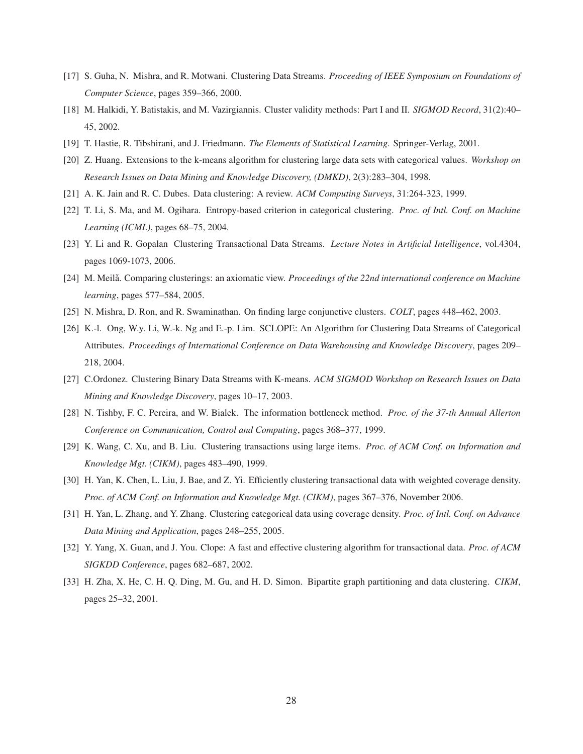[17] S. Guha, N. Mishra, and R. Motwani. Clustering Data Streams. *Proceeding of IEEE Symposium on Foundations of Computer Science*, pages 359–366, 2000.

[18] M. Halkidi, Y. Batistakis, and M. Vazirgiannis. Cluster validity methods: Part I and II. *SIGMOD Record*, 31(2):40–45, 2002.

[19] T. Hastie, R. Tibshirani, and J. Friedmann. *The Elements of Statistical Learning*. Springer-Verlag, 2001.

[20] Z. Huang. Extensions to the k-means algorithm for clustering large data sets with categorical values. *Workshop on Research Issues on Data Mining and Knowledge Discovery, (DMKD)*, 2(3):283–304, 1998.

[21] A. K. Jain and R. C. Dubes. Data clustering: A review. *ACM Computing Surveys*, 31:264-323, 1999.

[22] T. Li, S. Ma, and M. Ogihara. Entropy-based criterion in categorical clustering. *Proc. of Intl. Conf. on Machine Learning (ICML)*, pages 68–75, 2004.

[23] Y. Li and R. Gopalan Clustering Transactional Data Streams. *Lecture Notes in Artificial Intelligence*, vol.4304, pages 1069-1073, 2006.

[24] M. Meilă. Comparing clusterings: an axiomatic view. *Proceedings of the 22nd international conference on Machine learning*, pages 577–584, 2005.

[25] N. Mishra, D. Ron, and R. Swaminathan. On finding large conjunctive clusters. *COLT*, pages 448–462, 2003.

[26] K.-l. Ong, W.y. Li, W.-k. Ng and E.-p. Lim. SCLOPE: An Algorithm for Clustering Data Streams of Categorical Attributes. *Proceedings of International Conference on Data Warehousing and Knowledge Discovery*, pages 209–218, 2004.

[27] C.Ordonez. Clustering Binary Data Streams with K-means. *ACM SIGMOD Workshop on Research Issues on Data Mining and Knowledge Discovery*, pages 10–17, 2003.

[28] N. Tishby, F. C. Pereira, and W. Bialek. The information bottleneck method. *Proc. of the 37-th Annual Allerton Conference on Communication, Control and Computing*, pages 368–377, 1999.

[29] K. Wang, C. Xu, and B. Liu. Clustering transactions using large items. *Proc. of ACM Conf. on Information and Knowledge Mgt. (CIKM)*, pages 483–490, 1999.

[30] H. Yan, K. Chen, L. Liu, J. Bae, and Z. Yi. Efficiently clustering transactional data with weighted coverage density. *Proc. of ACM Conf. on Information and Knowledge Mgt. (CIKM)*, pages 367–376, November 2006.

[31] H. Yan, L. Zhang, and Y. Zhang. Clustering categorical data using coverage density. *Proc. of Intl. Conf. on Advance Data Mining and Application*, pages 248–255, 2005.

[32] Y. Yang, X. Guan, and J. You. Clope: A fast and effective clustering algorithm for transactional data. *Proc. of ACM SIGKDD Conference*, pages 682–687, 2002.

[33] H. Zha, X. He, C. H. Q. Ding, M. Gu, and H. D. Simon. Bipartite graph partitioning and data clustering. *CIKM*, pages 25–32, 2001.